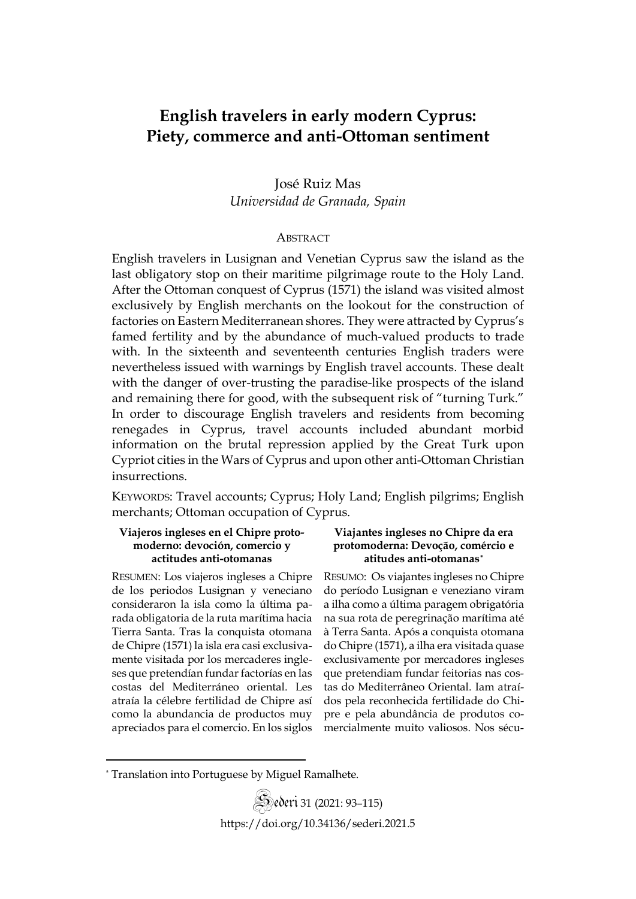# English travelers in early modern Cyprus: Piety, commerce and anti-Ottoman sentiment

José Ruiz Mas
*Universidad de Granada, Spain*

## Abstract

English travelers in Lusignan and Venetian Cyprus saw the island as the last obligatory stop on their maritime pilgrimage route to the Holy Land. After the Ottoman conquest of Cyprus (1571) the island was visited almost exclusively by English merchants on the lookout for the construction of factories on Eastern Mediterranean shores. They were attracted by Cyprus's famed fertility and by the abundance of much-valued products to trade with. In the sixteenth and seventeenth centuries English traders were nevertheless issued with warnings by English travel accounts. These dealt with the danger of over-trusting the paradise-like prospects of the island and remaining there for good, with the subsequent risk of "turning Turk." In order to discourage English travelers and residents from becoming renegades in Cyprus, travel accounts included abundant morbid information on the brutal repression applied by the Great Turk upon Cypriot cities in the Wars of Cyprus and upon other anti-Ottoman Christian insurrections.

KEYWORDS: Travel accounts; Cyprus; Holy Land; English pilgrims; English merchants; Ottoman occupation of Cyprus.

**Viajeros ingleses en el Chipre protomoderno: devoción, comercio y actitudes anti-otomanas**

RESUMEN: Los viajeros ingleses a Chipre de los periodos Lusignan y veneciano consideraron la isla como la última parada obligatoria de la ruta marítima hacia Tierra Santa. Tras la conquista otomana de Chipre (1571) la isla era casi exclusivamente visitada por los mercaderes ingleses que pretendían fundar factorías en las costas del Mediterráneo oriental. Les atraía la célebre fertilidad de Chipre así como la abundancia de productos muy apreciados para el comercio. En los siglos

**Viajantes ingleses no Chipre da era protomoderna: Devoção, comércio e atitudes anti-otomanas***

RESUMO: Os viajantes ingleses no Chipre do período Lusignan e veneziano viram a ilha como a última paragem obrigatória na sua rota de peregrinação marítima até à Terra Santa. Após a conquista otomana do Chipre (1571), a ilha era visitada quase exclusivamente por mercadores ingleses que pretendiam fundar feitorias nas costas do Mediterrâneo Oriental. Iam atraídos pela reconhecida fertilidade do Chipre e pela abundância de produtos comercialmente muito valiosos. Nos sécu-

---

\* Translation into Portuguese by Miguel Ramalhete.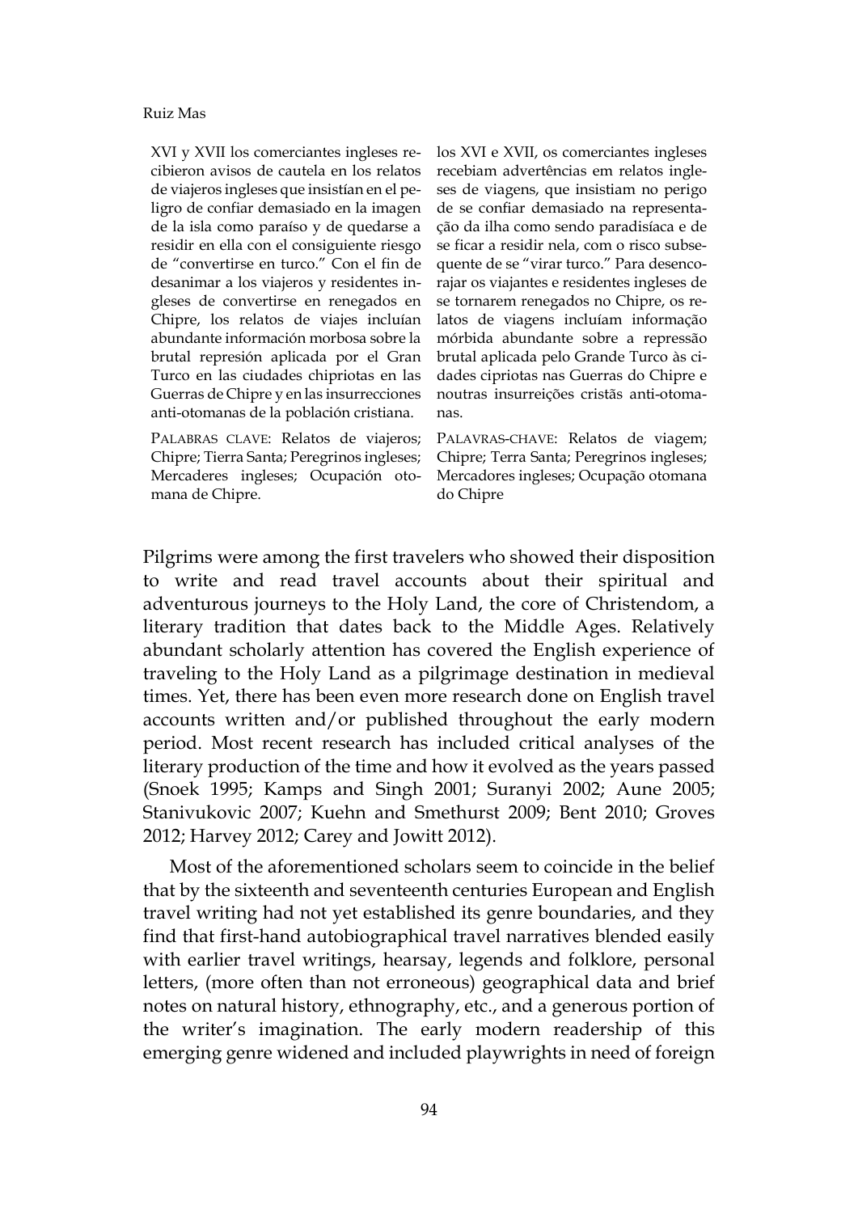XVI y XVII los comerciantes ingleses recibieron avisos de cautela en los relatos de viajeros ingleses que insistían en el peligro de confiar demasiado en la imagen de la isla como paraíso y de quedarse a residir en ella con el consiguiente riesgo de "convertirse en turco." Con el fin de desanimar a los viajeros y residentes ingleses de convertirse en renegados en Chipre, los relatos de viajes incluían abundante información morbosa sobre la brutal represión aplicada por el Gran Turco en las ciudades chipriotas en las Guerras de Chipre y en las insurrecciones anti-otomanas de la población cristiana.

PALABRAS CLAVE: Relatos de viajeros; Chipre; Tierra Santa; Peregrinos ingleses; Mercaderes ingleses; Ocupación otomana de Chipre.

los XVI e XVII, os comerciantes ingleses recebiam advertências em relatos ingleses de viagens, que insistiam no perigo de se confiar demasiado na representação da ilha como sendo paradisíaca e de se ficar a residir nela, com o risco subsequente de se "virar turco." Para desencorajar os viajantes e residentes ingleses de se tornarem renegados no Chipre, os relatos de viagens incluíam informação mórbida abundante sobre a repressão brutal aplicada pelo Grande Turco às cidades cipriotas nas Guerras do Chipre e noutras insurreições cristãs anti-otomanas.

PALAVRAS-CHAVE: Relatos de viagem; Chipre; Terra Santa; Peregrinos ingleses; Mercadores ingleses; Ocupação otomana do Chipre

Pilgrims were among the first travelers who showed their disposition to write and read travel accounts about their spiritual and adventurous journeys to the Holy Land, the core of Christendom, a literary tradition that dates back to the Middle Ages. Relatively abundant scholarly attention has covered the English experience of traveling to the Holy Land as a pilgrimage destination in medieval times. Yet, there has been even more research done on English travel accounts written and/or published throughout the early modern period. Most recent research has included critical analyses of the literary production of the time and how it evolved as the years passed (Snoek 1995; Kamps and Singh 2001; Suranyi 2002; Aune 2005; Stanivukovic 2007; Kuehn and Smethurst 2009; Bent 2010; Groves 2012; Harvey 2012; Carey and Jowitt 2012).

Most of the aforementioned scholars seem to coincide in the belief that by the sixteenth and seventeenth centuries European and English travel writing had not yet established its genre boundaries, and they find that first-hand autobiographical travel narratives blended easily with earlier travel writings, hearsay, legends and folklore, personal letters, (more often than not erroneous) geographical data and brief notes on natural history, ethnography, etc., and a generous portion of the writer's imagination. The early modern readership of this emerging genre widened and included playwrights in need of foreign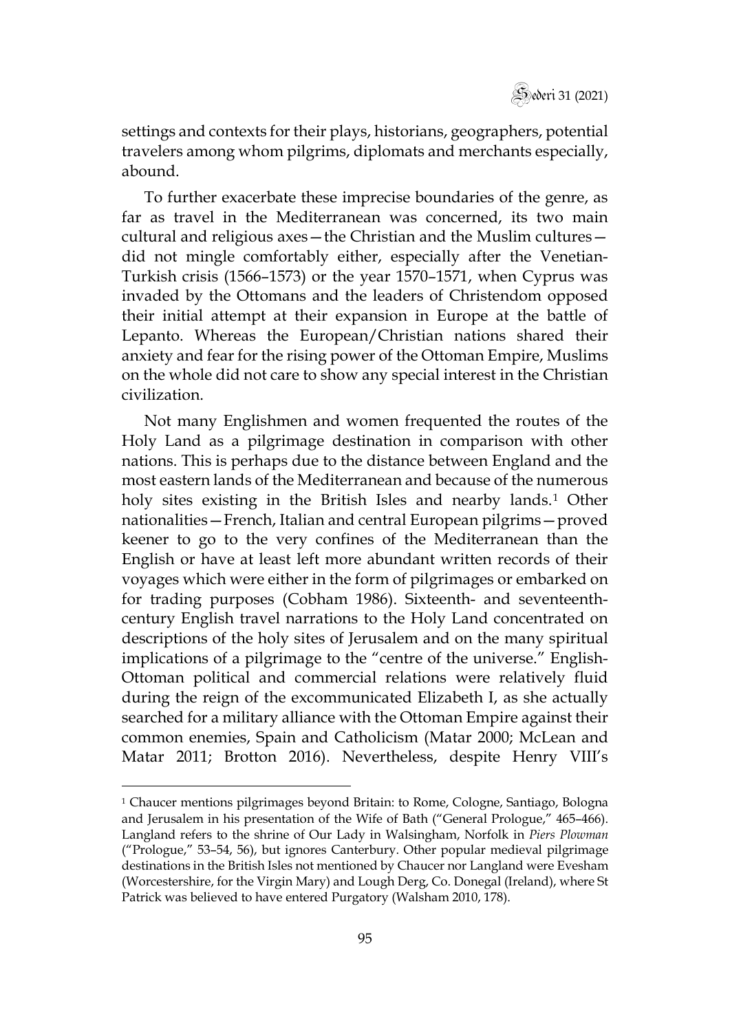settings and contexts for their plays, historians, geographers, potential travelers among whom pilgrims, diplomats and merchants especially, abound.

To further exacerbate these imprecise boundaries of the genre, as far as travel in the Mediterranean was concerned, its two main cultural and religious axes—the Christian and the Muslim cultures—did not mingle comfortably either, especially after the Venetian-Turkish crisis (1566–1573) or the year 1570–1571, when Cyprus was invaded by the Ottomans and the leaders of Christendom opposed their initial attempt at their expansion in Europe at the battle of Lepanto. Whereas the European/Christian nations shared their anxiety and fear for the rising power of the Ottoman Empire, Muslims on the whole did not care to show any special interest in the Christian civilization.

Not many Englishmen and women frequented the routes of the Holy Land as a pilgrimage destination in comparison with other nations. This is perhaps due to the distance between England and the most eastern lands of the Mediterranean and because of the numerous holy sites existing in the British Isles and nearby lands.[1] Other nationalities—French, Italian and central European pilgrims—proved keener to go to the very confines of the Mediterranean than the English or have at least left more abundant written records of their voyages which were either in the form of pilgrimages or embarked on for trading purposes (Cobham 1986). Sixteenth- and seventeenth-century English travel narrations to the Holy Land concentrated on descriptions of the holy sites of Jerusalem and on the many spiritual implications of a pilgrimage to the "centre of the universe." English-Ottoman political and commercial relations were relatively fluid during the reign of the excommunicated Elizabeth I, as she actually searched for a military alliance with the Ottoman Empire against their common enemies, Spain and Catholicism (Matar 2000; McLean and Matar 2011; Brotton 2016). Nevertheless, despite Henry VIII's

---

[1] Chaucer mentions pilgrimages beyond Britain: to Rome, Cologne, Santiago, Bologna and Jerusalem in his presentation of the Wife of Bath ("General Prologue," 465–466). Langland refers to the shrine of Our Lady in Walsingham, Norfolk in *Piers Plowman* ("Prologue," 53–54, 56), but ignores Canterbury. Other popular medieval pilgrimage destinations in the British Isles not mentioned by Chaucer nor Langland were Evesham (Worcestershire, for the Virgin Mary) and Lough Derg, Co. Donegal (Ireland), where St Patrick was believed to have entered Purgatory (Walsham 2010, 178).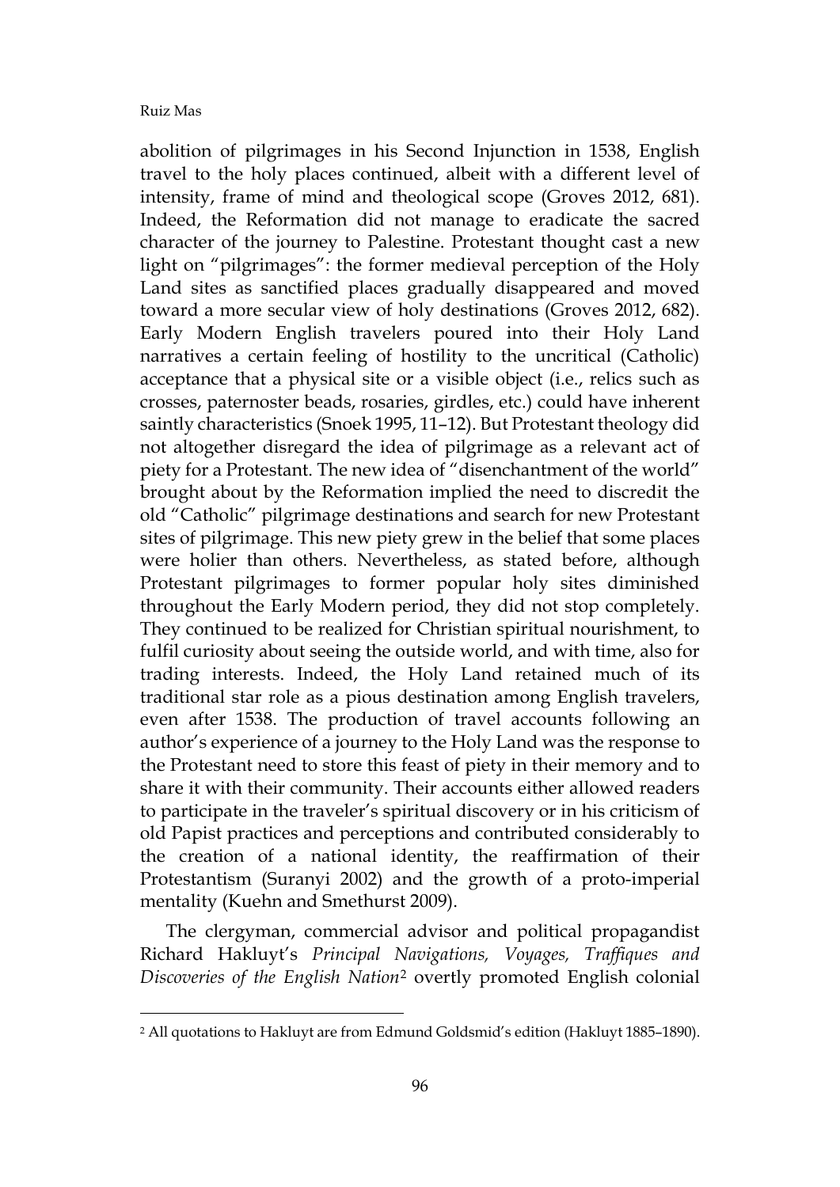abolition of pilgrimages in his Second Injunction in 1538, English travel to the holy places continued, albeit with a different level of intensity, frame of mind and theological scope (Groves 2012, 681). Indeed, the Reformation did not manage to eradicate the sacred character of the journey to Palestine. Protestant thought cast a new light on "pilgrimages": the former medieval perception of the Holy Land sites as sanctified places gradually disappeared and moved toward a more secular view of holy destinations (Groves 2012, 682). Early Modern English travelers poured into their Holy Land narratives a certain feeling of hostility to the uncritical (Catholic) acceptance that a physical site or a visible object (i.e., relics such as crosses, paternoster beads, rosaries, girdles, etc.) could have inherent saintly characteristics (Snoek 1995, 11–12). But Protestant theology did not altogether disregard the idea of pilgrimage as a relevant act of piety for a Protestant. The new idea of "disenchantment of the world" brought about by the Reformation implied the need to discredit the old "Catholic" pilgrimage destinations and search for new Protestant sites of pilgrimage. This new piety grew in the belief that some places were holier than others. Nevertheless, as stated before, although Protestant pilgrimages to former popular holy sites diminished throughout the Early Modern period, they did not stop completely. They continued to be realized for Christian spiritual nourishment, to fulfil curiosity about seeing the outside world, and with time, also for trading interests. Indeed, the Holy Land retained much of its traditional star role as a pious destination among English travelers, even after 1538. The production of travel accounts following an author's experience of a journey to the Holy Land was the response to the Protestant need to store this feast of piety in their memory and to share it with their community. Their accounts either allowed readers to participate in the traveler's spiritual discovery or in his criticism of old Papist practices and perceptions and contributed considerably to the creation of a national identity, the reaffirmation of their Protestantism (Suranyi 2002) and the growth of a proto-imperial mentality (Kuehn and Smethurst 2009).

The clergyman, commercial advisor and political propagandist Richard Hakluyt's *Principal Navigations, Voyages, Traffiques and Discoveries of the English Nation*[2] overtly promoted English colonial

[2] All quotations to Hakluyt are from Edmund Goldsmid's edition (Hakluyt 1885–1890).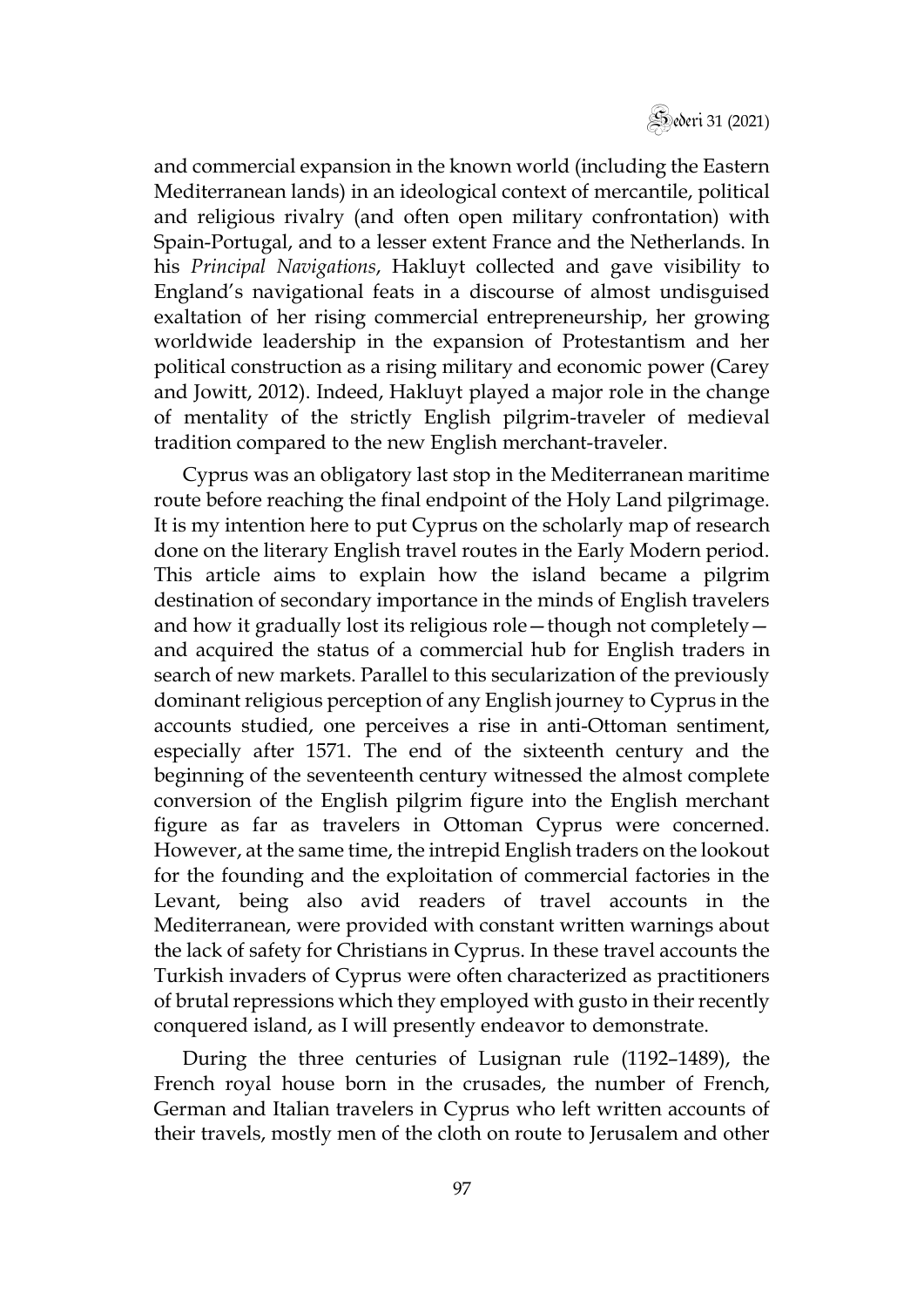and commercial expansion in the known world (including the Eastern Mediterranean lands) in an ideological context of mercantile, political and religious rivalry (and often open military confrontation) with Spain-Portugal, and to a lesser extent France and the Netherlands. In his *Principal Navigations*, Hakluyt collected and gave visibility to England's navigational feats in a discourse of almost undisguised exaltation of her rising commercial entrepreneurship, her growing worldwide leadership in the expansion of Protestantism and her political construction as a rising military and economic power (Carey and Jowitt, 2012). Indeed, Hakluyt played a major role in the change of mentality of the strictly English pilgrim-traveler of medieval tradition compared to the new English merchant-traveler.

Cyprus was an obligatory last stop in the Mediterranean maritime route before reaching the final endpoint of the Holy Land pilgrimage. It is my intention here to put Cyprus on the scholarly map of research done on the literary English travel routes in the Early Modern period. This article aims to explain how the island became a pilgrim destination of secondary importance in the minds of English travelers and how it gradually lost its religious role—though not completely—and acquired the status of a commercial hub for English traders in search of new markets. Parallel to this secularization of the previously dominant religious perception of any English journey to Cyprus in the accounts studied, one perceives a rise in anti-Ottoman sentiment, especially after 1571. The end of the sixteenth century and the beginning of the seventeenth century witnessed the almost complete conversion of the English pilgrim figure into the English merchant figure as far as travelers in Ottoman Cyprus were concerned. However, at the same time, the intrepid English traders on the lookout for the founding and the exploitation of commercial factories in the Levant, being also avid readers of travel accounts in the Mediterranean, were provided with constant written warnings about the lack of safety for Christians in Cyprus. In these travel accounts the Turkish invaders of Cyprus were often characterized as practitioners of brutal repressions which they employed with gusto in their recently conquered island, as I will presently endeavor to demonstrate.

During the three centuries of Lusignan rule (1192–1489), the French royal house born in the crusades, the number of French, German and Italian travelers in Cyprus who left written accounts of their travels, mostly men of the cloth on route to Jerusalem and other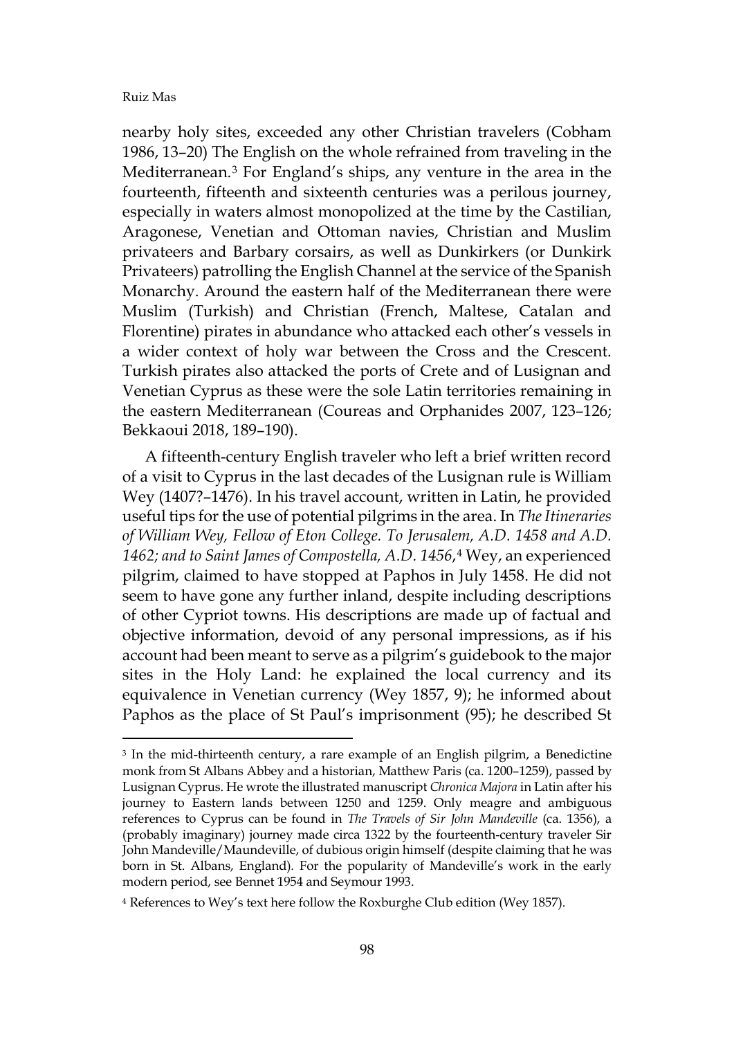nearby holy sites, exceeded any other Christian travelers (Cobham 1986, 13–20) The English on the whole refrained from traveling in the Mediterranean.[3] For England's ships, any venture in the area in the fourteenth, fifteenth and sixteenth centuries was a perilous journey, especially in waters almost monopolized at the time by the Castilian, Aragonese, Venetian and Ottoman navies, Christian and Muslim privateers and Barbary corsairs, as well as Dunkirkers (or Dunkirk Privateers) patrolling the English Channel at the service of the Spanish Monarchy. Around the eastern half of the Mediterranean there were Muslim (Turkish) and Christian (French, Maltese, Catalan and Florentine) pirates in abundance who attacked each other's vessels in a wider context of holy war between the Cross and the Crescent. Turkish pirates also attacked the ports of Crete and of Lusignan and Venetian Cyprus as these were the sole Latin territories remaining in the eastern Mediterranean (Coureas and Orphanides 2007, 123–126; Bekkaoui 2018, 189–190).

A fifteenth-century English traveler who left a brief written record of a visit to Cyprus in the last decades of the Lusignan rule is William Wey (1407?–1476). In his travel account, written in Latin, he provided useful tips for the use of potential pilgrims in the area. In *The Itineraries of William Wey, Fellow of Eton College. To Jerusalem, A.D. 1458 and A.D. 1462; and to Saint James of Compostella, A.D. 1456*,[4] Wey, an experienced pilgrim, claimed to have stopped at Paphos in July 1458. He did not seem to have gone any further inland, despite including descriptions of other Cypriot towns. His descriptions are made up of factual and objective information, devoid of any personal impressions, as if his account had been meant to serve as a pilgrim's guidebook to the major sites in the Holy Land: he explained the local currency and its equivalence in Venetian currency (Wey 1857, 9); he informed about Paphos as the place of St Paul's imprisonment (95); he described St

---

[3] In the mid-thirteenth century, a rare example of an English pilgrim, a Benedictine monk from St Albans Abbey and a historian, Matthew Paris (ca. 1200–1259), passed by Lusignan Cyprus. He wrote the illustrated manuscript *Chronica Majora* in Latin after his journey to Eastern lands between 1250 and 1259. Only meagre and ambiguous references to Cyprus can be found in *The Travels of Sir John Mandeville* (ca. 1356), a (probably imaginary) journey made circa 1322 by the fourteenth-century traveler Sir John Mandeville/Maundeville, of dubious origin himself (despite claiming that he was born in St. Albans, England). For the popularity of Mandeville's work in the early modern period, see Bennet 1954 and Seymour 1993.

[4] References to Wey's text here follow the Roxburghe Club edition (Wey 1857).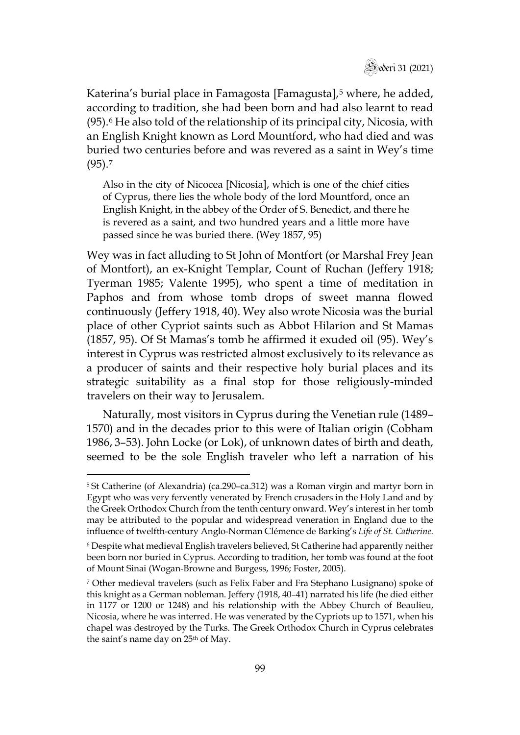Katerina's burial place in Famagosta [Famagusta],[5] where, he added, according to tradition, she had been born and had also learnt to read (95).[6] He also told of the relationship of its principal city, Nicosia, with an English Knight known as Lord Mountford, who had died and was buried two centuries before and was revered as a saint in Wey's time (95).[7]

> Also in the city of Nicocea [Nicosia], which is one of the chief cities of Cyprus, there lies the whole body of the lord Mountford, once an English Knight, in the abbey of the Order of S. Benedict, and there he is revered as a saint, and two hundred years and a little more have passed since he was buried there. (Wey 1857, 95)

Wey was in fact alluding to St John of Montfort (or Marshal Frey Jean of Montfort), an ex-Knight Templar, Count of Ruchan (Jeffery 1918; Tyerman 1985; Valente 1995), who spent a time of meditation in Paphos and from whose tomb drops of sweet manna flowed continuously (Jeffery 1918, 40). Wey also wrote Nicosia was the burial place of other Cypriot saints such as Abbot Hilarion and St Mamas (1857, 95). Of St Mamas's tomb he affirmed it exuded oil (95). Wey's interest in Cyprus was restricted almost exclusively to its relevance as a producer of saints and their respective holy burial places and its strategic suitability as a final stop for those religiously-minded travelers on their way to Jerusalem.

Naturally, most visitors in Cyprus during the Venetian rule (1489–1570) and in the decades prior to this were of Italian origin (Cobham 1986, 3–53). John Locke (or Lok), of unknown dates of birth and death, seemed to be the sole English traveler who left a narration of his

---

[5] St Catherine (of Alexandria) (ca.290–ca.312) was a Roman virgin and martyr born in Egypt who was very fervently venerated by French crusaders in the Holy Land and by the Greek Orthodox Church from the tenth century onward. Wey's interest in her tomb may be attributed to the popular and widespread veneration in England due to the influence of twelfth-century Anglo-Norman Clémence de Barking's *Life of St. Catherine*.

[6] Despite what medieval English travelers believed, St Catherine had apparently neither been born nor buried in Cyprus. According to tradition, her tomb was found at the foot of Mount Sinai (Wogan-Browne and Burgess, 1996; Foster, 2005).

[7] Other medieval travelers (such as Felix Faber and Fra Stephano Lusignano) spoke of this knight as a German nobleman. Jeffery (1918, 40–41) narrated his life (he died either in 1177 or 1200 or 1248) and his relationship with the Abbey Church of Beaulieu, Nicosia, where he was interred. He was venerated by the Cypriots up to 1571, when his chapel was destroyed by the Turks. The Greek Orthodox Church in Cyprus celebrates the saint's name day on 25th of May.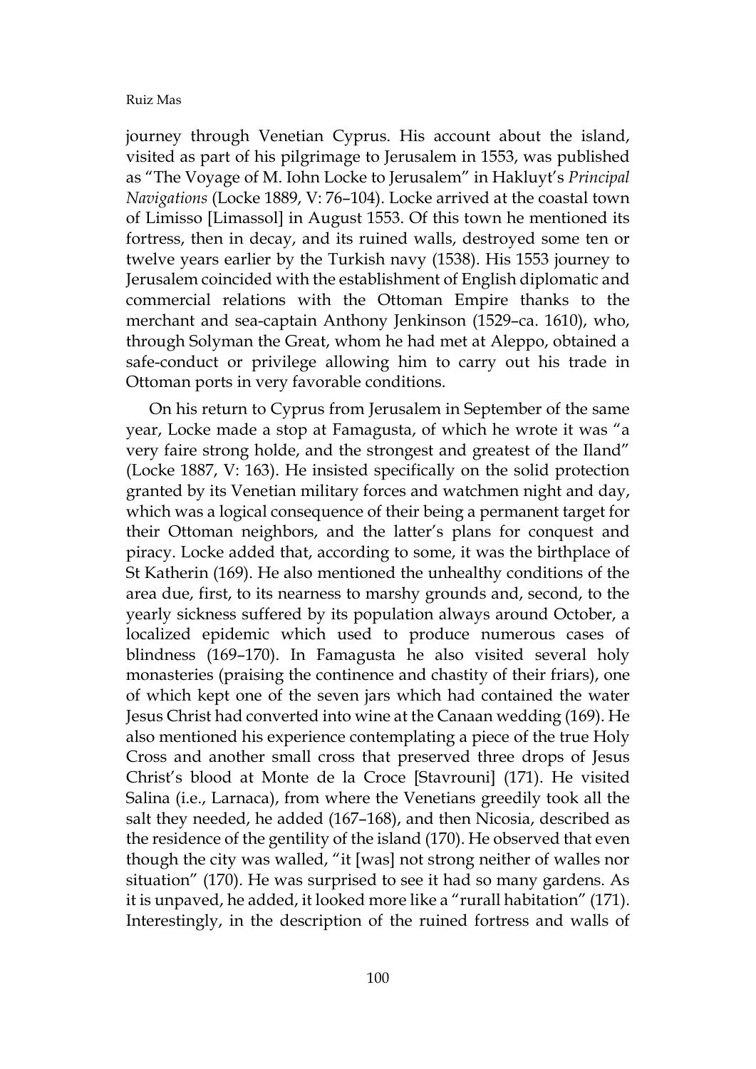journey through Venetian Cyprus. His account about the island, visited as part of his pilgrimage to Jerusalem in 1553, was published as "The Voyage of M. Iohn Locke to Jerusalem" in Hakluyt's *Principal Navigations* (Locke 1889, V: 76–104). Locke arrived at the coastal town of Limisso [Limassol] in August 1553. Of this town he mentioned its fortress, then in decay, and its ruined walls, destroyed some ten or twelve years earlier by the Turkish navy (1538). His 1553 journey to Jerusalem coincided with the establishment of English diplomatic and commercial relations with the Ottoman Empire thanks to the merchant and sea-captain Anthony Jenkinson (1529–ca. 1610), who, through Solyman the Great, whom he had met at Aleppo, obtained a safe-conduct or privilege allowing him to carry out his trade in Ottoman ports in very favorable conditions.

On his return to Cyprus from Jerusalem in September of the same year, Locke made a stop at Famagusta, of which he wrote it was "a very faire strong holde, and the strongest and greatest of the Iland" (Locke 1887, V: 163). He insisted specifically on the solid protection granted by its Venetian military forces and watchmen night and day, which was a logical consequence of their being a permanent target for their Ottoman neighbors, and the latter's plans for conquest and piracy. Locke added that, according to some, it was the birthplace of St Katherin (169). He also mentioned the unhealthy conditions of the area due, first, to its nearness to marshy grounds and, second, to the yearly sickness suffered by its population always around October, a localized epidemic which used to produce numerous cases of blindness (169–170). In Famagusta he also visited several holy monasteries (praising the continence and chastity of their friars), one of which kept one of the seven jars which had contained the water Jesus Christ had converted into wine at the Canaan wedding (169). He also mentioned his experience contemplating a piece of the true Holy Cross and another small cross that preserved three drops of Jesus Christ's blood at Monte de la Croce [Stavrouni] (171). He visited Salina (i.e., Larnaca), from where the Venetians greedily took all the salt they needed, he added (167–168), and then Nicosia, described as the residence of the gentility of the island (170). He observed that even though the city was walled, "it [was] not strong neither of walles nor situation" (170). He was surprised to see it had so many gardens. As it is unpaved, he added, it looked more like a "rurall habitation" (171). Interestingly, in the description of the ruined fortress and walls of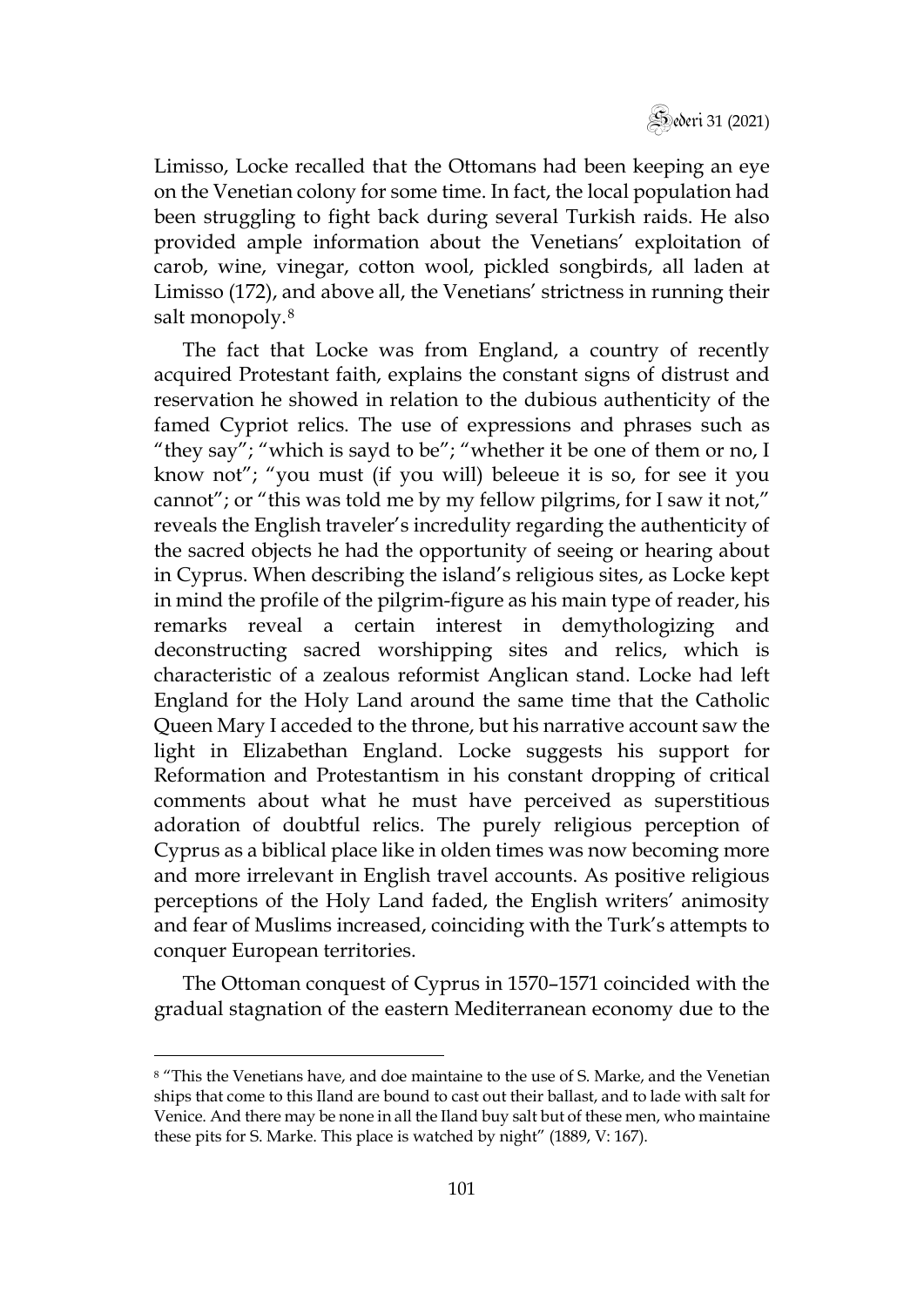Limisso, Locke recalled that the Ottomans had been keeping an eye on the Venetian colony for some time. In fact, the local population had been struggling to fight back during several Turkish raids. He also provided ample information about the Venetians' exploitation of carob, wine, vinegar, cotton wool, pickled songbirds, all laden at Limisso (172), and above all, the Venetians' strictness in running their salt monopoly.[8]

The fact that Locke was from England, a country of recently acquired Protestant faith, explains the constant signs of distrust and reservation he showed in relation to the dubious authenticity of the famed Cypriot relics. The use of expressions and phrases such as "they say"; "which is sayd to be"; "whether it be one of them or no, I know not"; "you must (if you will) beleeue it is so, for see it you cannot"; or "this was told me by my fellow pilgrims, for I saw it not," reveals the English traveler's incredulity regarding the authenticity of the sacred objects he had the opportunity of seeing or hearing about in Cyprus. When describing the island's religious sites, as Locke kept in mind the profile of the pilgrim-figure as his main type of reader, his remarks reveal a certain interest in demythologizing and deconstructing sacred worshipping sites and relics, which is characteristic of a zealous reformist Anglican stand. Locke had left England for the Holy Land around the same time that the Catholic Queen Mary I acceded to the throne, but his narrative account saw the light in Elizabethan England. Locke suggests his support for Reformation and Protestantism in his constant dropping of critical comments about what he must have perceived as superstitious adoration of doubtful relics. The purely religious perception of Cyprus as a biblical place like in olden times was now becoming more and more irrelevant in English travel accounts. As positive religious perceptions of the Holy Land faded, the English writers' animosity and fear of Muslims increased, coinciding with the Turk's attempts to conquer European territories.

The Ottoman conquest of Cyprus in 1570–1571 coincided with the gradual stagnation of the eastern Mediterranean economy due to the

---

[8] "This the Venetians have, and doe maintaine to the use of S. Marke, and the Venetian ships that come to this Iland are bound to cast out their ballast, and to lade with salt for Venice. And there may be none in all the Iland buy salt but of these men, who maintaine these pits for S. Marke. This place is watched by night" (1889, V: 167).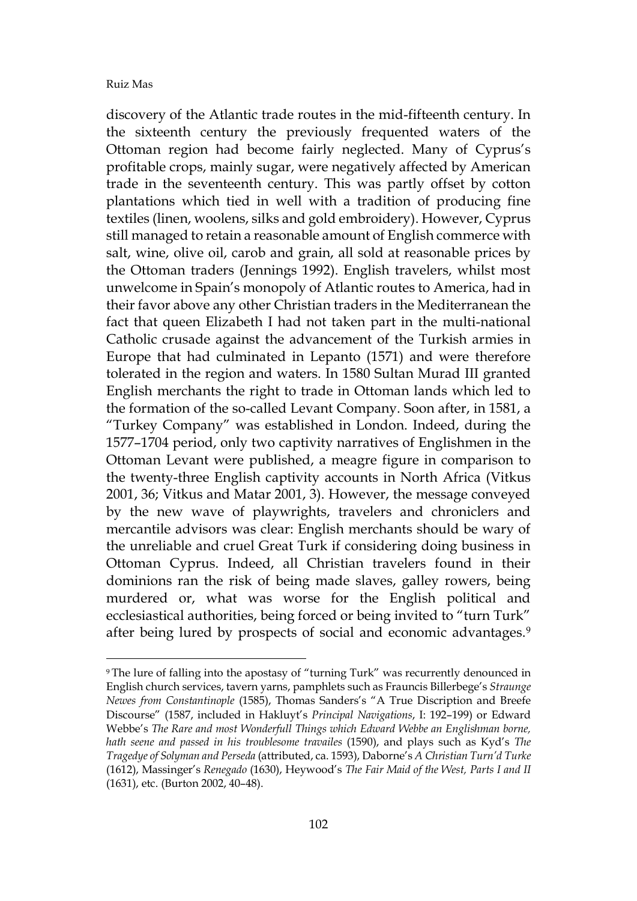discovery of the Atlantic trade routes in the mid-fifteenth century. In the sixteenth century the previously frequented waters of the Ottoman region had become fairly neglected. Many of Cyprus's profitable crops, mainly sugar, were negatively affected by American trade in the seventeenth century. This was partly offset by cotton plantations which tied in well with a tradition of producing fine textiles (linen, woolens, silks and gold embroidery). However, Cyprus still managed to retain a reasonable amount of English commerce with salt, wine, olive oil, carob and grain, all sold at reasonable prices by the Ottoman traders (Jennings 1992). English travelers, whilst most unwelcome in Spain's monopoly of Atlantic routes to America, had in their favor above any other Christian traders in the Mediterranean the fact that queen Elizabeth I had not taken part in the multi-national Catholic crusade against the advancement of the Turkish armies in Europe that had culminated in Lepanto (1571) and were therefore tolerated in the region and waters. In 1580 Sultan Murad III granted English merchants the right to trade in Ottoman lands which led to the formation of the so-called Levant Company. Soon after, in 1581, a "Turkey Company" was established in London. Indeed, during the 1577–1704 period, only two captivity narratives of Englishmen in the Ottoman Levant were published, a meagre figure in comparison to the twenty-three English captivity accounts in North Africa (Vitkus 2001, 36; Vitkus and Matar 2001, 3). However, the message conveyed by the new wave of playwrights, travelers and chroniclers and mercantile advisors was clear: English merchants should be wary of the unreliable and cruel Great Turk if considering doing business in Ottoman Cyprus. Indeed, all Christian travelers found in their dominions ran the risk of being made slaves, galley rowers, being murdered or, what was worse for the English political and ecclesiastical authorities, being forced or being invited to "turn Turk" after being lured by prospects of social and economic advantages.[9]

[9] The lure of falling into the apostasy of "turning Turk" was recurrently denounced in English church services, tavern yarns, pamphlets such as Frauncis Billerbege's *Straunge Newes from Constantinople* (1585), Thomas Sanders's "A True Discription and Breefe Discourse" (1587, included in Hakluyt's *Principal Navigations*, I: 192–199) or Edward Webbe's *The Rare and most Wonderfull Things which Edward Webbe an Englishman borne, hath seene and passed in his troublesome travailes* (1590), and plays such as Kyd's *The Tragedye of Solyman and Perseda* (attributed, ca. 1593), Daborne's *A Christian Turn'd Turke* (1612), Massinger's *Renegado* (1630), Heywood's *The Fair Maid of the West, Parts I and II* (1631), etc. (Burton 2002, 40–48).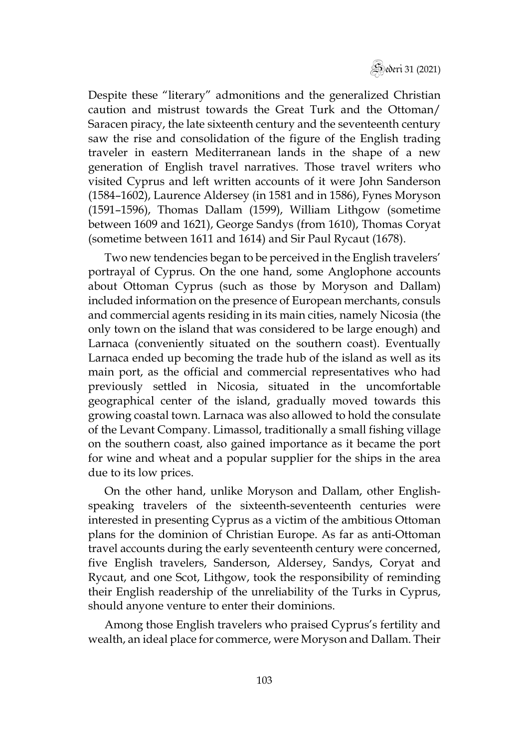Despite these "literary" admonitions and the generalized Christian caution and mistrust towards the Great Turk and the Ottoman/ Saracen piracy, the late sixteenth century and the seventeenth century saw the rise and consolidation of the figure of the English trading traveler in eastern Mediterranean lands in the shape of a new generation of English travel narratives. Those travel writers who visited Cyprus and left written accounts of it were John Sanderson (1584–1602), Laurence Aldersey (in 1581 and in 1586), Fynes Moryson (1591–1596), Thomas Dallam (1599), William Lithgow (sometime between 1609 and 1621), George Sandys (from 1610), Thomas Coryat (sometime between 1611 and 1614) and Sir Paul Rycaut (1678).

Two new tendencies began to be perceived in the English travelers' portrayal of Cyprus. On the one hand, some Anglophone accounts about Ottoman Cyprus (such as those by Moryson and Dallam) included information on the presence of European merchants, consuls and commercial agents residing in its main cities, namely Nicosia (the only town on the island that was considered to be large enough) and Larnaca (conveniently situated on the southern coast). Eventually Larnaca ended up becoming the trade hub of the island as well as its main port, as the official and commercial representatives who had previously settled in Nicosia, situated in the uncomfortable geographical center of the island, gradually moved towards this growing coastal town. Larnaca was also allowed to hold the consulate of the Levant Company. Limassol, traditionally a small fishing village on the southern coast, also gained importance as it became the port for wine and wheat and a popular supplier for the ships in the area due to its low prices.

On the other hand, unlike Moryson and Dallam, other English-speaking travelers of the sixteenth-seventeenth centuries were interested in presenting Cyprus as a victim of the ambitious Ottoman plans for the dominion of Christian Europe. As far as anti-Ottoman travel accounts during the early seventeenth century were concerned, five English travelers, Sanderson, Aldersey, Sandys, Coryat and Rycaut, and one Scot, Lithgow, took the responsibility of reminding their English readership of the unreliability of the Turks in Cyprus, should anyone venture to enter their dominions.

Among those English travelers who praised Cyprus's fertility and wealth, an ideal place for commerce, were Moryson and Dallam. Their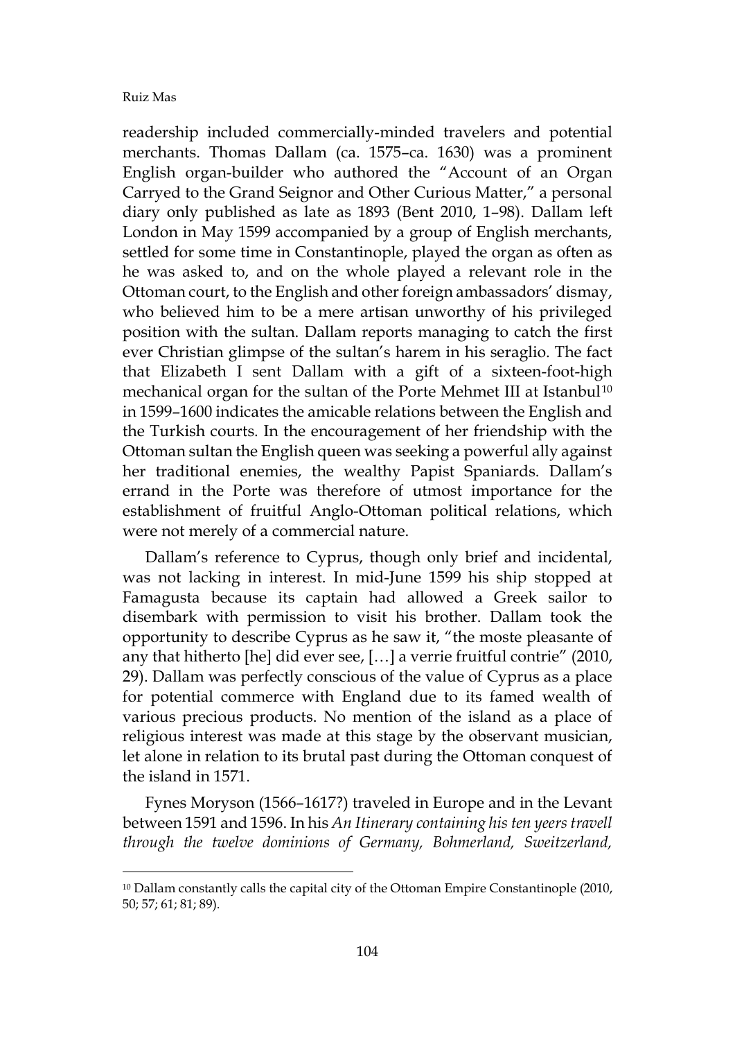readership included commercially-minded travelers and potential merchants. Thomas Dallam (ca. 1575–ca. 1630) was a prominent English organ-builder who authored the "Account of an Organ Carryed to the Grand Seignor and Other Curious Matter," a personal diary only published as late as 1893 (Bent 2010, 1–98). Dallam left London in May 1599 accompanied by a group of English merchants, settled for some time in Constantinople, played the organ as often as he was asked to, and on the whole played a relevant role in the Ottoman court, to the English and other foreign ambassadors' dismay, who believed him to be a mere artisan unworthy of his privileged position with the sultan. Dallam reports managing to catch the first ever Christian glimpse of the sultan's harem in his seraglio. The fact that Elizabeth I sent Dallam with a gift of a sixteen-foot-high mechanical organ for the sultan of the Porte Mehmet III at Istanbul[10] in 1599–1600 indicates the amicable relations between the English and the Turkish courts. In the encouragement of her friendship with the Ottoman sultan the English queen was seeking a powerful ally against her traditional enemies, the wealthy Papist Spaniards. Dallam's errand in the Porte was therefore of utmost importance for the establishment of fruitful Anglo-Ottoman political relations, which were not merely of a commercial nature.

Dallam's reference to Cyprus, though only brief and incidental, was not lacking in interest. In mid-June 1599 his ship stopped at Famagusta because its captain had allowed a Greek sailor to disembark with permission to visit his brother. Dallam took the opportunity to describe Cyprus as he saw it, "the moste pleasante of any that hitherto [he] did ever see, […] a verrie fruitful contrie" (2010, 29). Dallam was perfectly conscious of the value of Cyprus as a place for potential commerce with England due to its famed wealth of various precious products. No mention of the island as a place of religious interest was made at this stage by the observant musician, let alone in relation to its brutal past during the Ottoman conquest of the island in 1571.

Fynes Moryson (1566–1617?) traveled in Europe and in the Levant between 1591 and 1596. In his *An Itinerary containing his ten yeers travell through the twelve dominions of Germany, Bohmerland, Sweitzerland,*

[10] Dallam constantly calls the capital city of the Ottoman Empire Constantinople (2010, 50; 57; 61; 81; 89).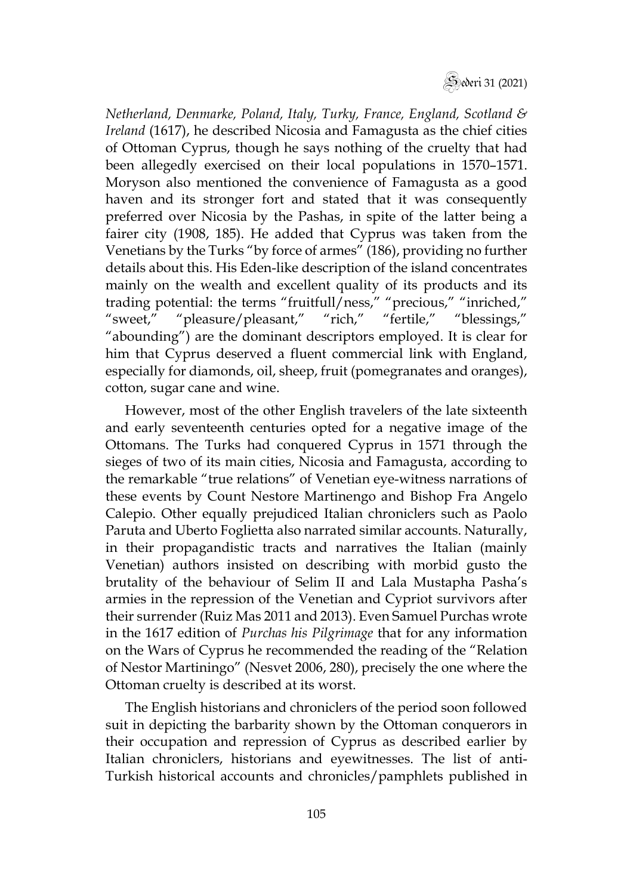*Netherland, Denmarke, Poland, Italy, Turky, France, England, Scotland & Ireland* (1617), he described Nicosia and Famagusta as the chief cities of Ottoman Cyprus, though he says nothing of the cruelty that had been allegedly exercised on their local populations in 1570–1571. Moryson also mentioned the convenience of Famagusta as a good haven and its stronger fort and stated that it was consequently preferred over Nicosia by the Pashas, in spite of the latter being a fairer city (1908, 185). He added that Cyprus was taken from the Venetians by the Turks "by force of armes" (186), providing no further details about this. His Eden-like description of the island concentrates mainly on the wealth and excellent quality of its products and its trading potential: the terms "fruitfull/ness," "precious," "inriched," "sweet," "pleasure/pleasant," "rich," "fertile," "blessings," "abounding") are the dominant descriptors employed. It is clear for him that Cyprus deserved a fluent commercial link with England, especially for diamonds, oil, sheep, fruit (pomegranates and oranges), cotton, sugar cane and wine.

However, most of the other English travelers of the late sixteenth and early seventeenth centuries opted for a negative image of the Ottomans. The Turks had conquered Cyprus in 1571 through the sieges of two of its main cities, Nicosia and Famagusta, according to the remarkable "true relations" of Venetian eye-witness narrations of these events by Count Nestore Martinengo and Bishop Fra Angelo Calepio. Other equally prejudiced Italian chroniclers such as Paolo Paruta and Uberto Foglietta also narrated similar accounts. Naturally, in their propagandistic tracts and narratives the Italian (mainly Venetian) authors insisted on describing with morbid gusto the brutality of the behaviour of Selim II and Lala Mustapha Pasha's armies in the repression of the Venetian and Cypriot survivors after their surrender (Ruiz Mas 2011 and 2013). Even Samuel Purchas wrote in the 1617 edition of *Purchas his Pilgrimage* that for any information on the Wars of Cyprus he recommended the reading of the "Relation of Nestor Martiningo" (Nesvet 2006, 280), precisely the one where the Ottoman cruelty is described at its worst.

The English historians and chroniclers of the period soon followed suit in depicting the barbarity shown by the Ottoman conquerors in their occupation and repression of Cyprus as described earlier by Italian chroniclers, historians and eyewitnesses. The list of anti-Turkish historical accounts and chronicles/pamphlets published in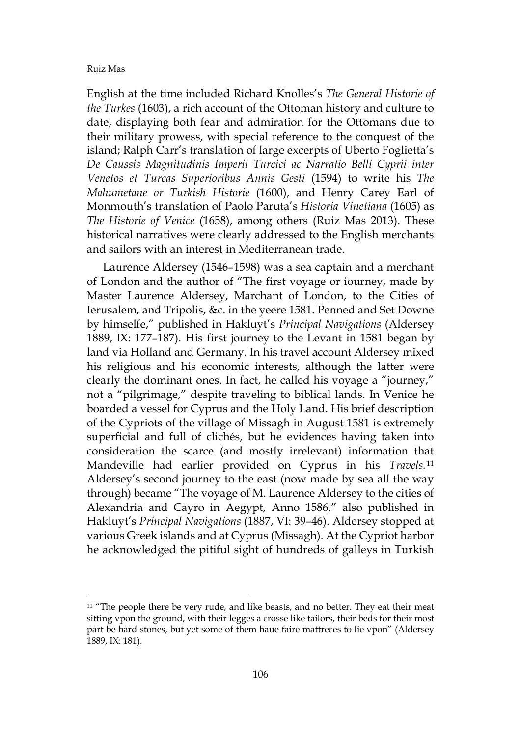English at the time included Richard Knolles's *The General Historie of the Turkes* (1603), a rich account of the Ottoman history and culture to date, displaying both fear and admiration for the Ottomans due to their military prowess, with special reference to the conquest of the island; Ralph Carr's translation of large excerpts of Uberto Foglietta's *De Caussis Magnitudinis Imperii Turcici ac Narratio Belli Cyprii inter Venetos et Turcas Superioribus Annis Gesti* (1594) to write his *The Mahumetane or Turkish Historie* (1600), and Henry Carey Earl of Monmouth's translation of Paolo Paruta's *Historia Vinetiana* (1605) as *The Historie of Venice* (1658), among others (Ruiz Mas 2013). These historical narratives were clearly addressed to the English merchants and sailors with an interest in Mediterranean trade.

Laurence Aldersey (1546–1598) was a sea captain and a merchant of London and the author of "The first voyage or iourney, made by Master Laurence Aldersey, Marchant of London, to the Cities of Ierusalem, and Tripolis, &c. in the yeere 1581. Penned and Set Downe by himselfe," published in Hakluyt's *Principal Navigations* (Aldersey 1889, IX: 177–187). His first journey to the Levant in 1581 began by land via Holland and Germany. In his travel account Aldersey mixed his religious and his economic interests, although the latter were clearly the dominant ones. In fact, he called his voyage a "journey," not a "pilgrimage," despite traveling to biblical lands. In Venice he boarded a vessel for Cyprus and the Holy Land. His brief description of the Cypriots of the village of Missagh in August 1581 is extremely superficial and full of clichés, but he evidences having taken into consideration the scarce (and mostly irrelevant) information that Mandeville had earlier provided on Cyprus in his *Travels.*[11] Aldersey's second journey to the east (now made by sea all the way through) became "The voyage of M. Laurence Aldersey to the cities of Alexandria and Cayro in Aegypt, Anno 1586," also published in Hakluyt's *Principal Navigations* (1887, VI: 39–46). Aldersey stopped at various Greek islands and at Cyprus (Missagh). At the Cypriot harbor he acknowledged the pitiful sight of hundreds of galleys in Turkish

[11] "The people there be very rude, and like beasts, and no better. They eat their meat sitting vpon the ground, with their legges a crosse like tailors, their beds for their most part be hard stones, but yet some of them haue faire mattreces to lie vpon" (Aldersey 1889, IX: 181).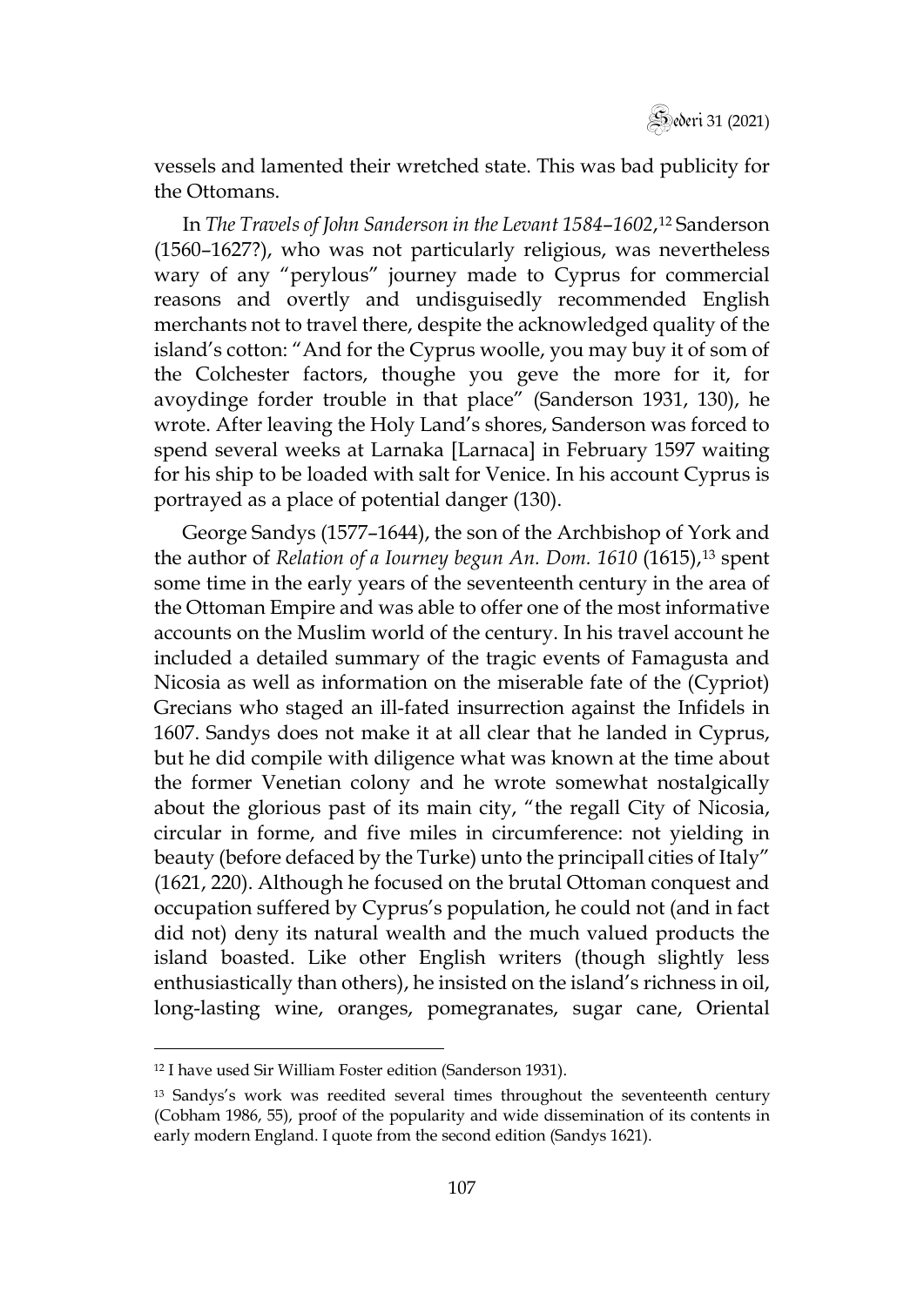vessels and lamented their wretched state. This was bad publicity for the Ottomans.

In *The Travels of John Sanderson in the Levant 1584–1602*,[12] Sanderson (1560–1627?), who was not particularly religious, was nevertheless wary of any "perylous" journey made to Cyprus for commercial reasons and overtly and undisguisedly recommended English merchants not to travel there, despite the acknowledged quality of the island's cotton: "And for the Cyprus woolle, you may buy it of som of the Colchester factors, thoughe you geve the more for it, for avoydinge forder trouble in that place" (Sanderson 1931, 130), he wrote. After leaving the Holy Land's shores, Sanderson was forced to spend several weeks at Larnaka [Larnaca] in February 1597 waiting for his ship to be loaded with salt for Venice. In his account Cyprus is portrayed as a place of potential danger (130).

George Sandys (1577–1644), the son of the Archbishop of York and the author of *Relation of a Iourney begun An. Dom. 1610* (1615),[13] spent some time in the early years of the seventeenth century in the area of the Ottoman Empire and was able to offer one of the most informative accounts on the Muslim world of the century. In his travel account he included a detailed summary of the tragic events of Famagusta and Nicosia as well as information on the miserable fate of the (Cypriot) Grecians who staged an ill-fated insurrection against the Infidels in 1607. Sandys does not make it at all clear that he landed in Cyprus, but he did compile with diligence what was known at the time about the former Venetian colony and he wrote somewhat nostalgically about the glorious past of its main city, "the regall City of Nicosia, circular in forme, and five miles in circumference: not yielding in beauty (before defaced by the Turke) unto the principall cities of Italy" (1621, 220). Although he focused on the brutal Ottoman conquest and occupation suffered by Cyprus's population, he could not (and in fact did not) deny its natural wealth and the much valued products the island boasted. Like other English writers (though slightly less enthusiastically than others), he insisted on the island's richness in oil, long-lasting wine, oranges, pomegranates, sugar cane, Oriental

---

[12] I have used Sir William Foster edition (Sanderson 1931).

[13] Sandys's work was reedited several times throughout the seventeenth century (Cobham 1986, 55), proof of the popularity and wide dissemination of its contents in early modern England. I quote from the second edition (Sandys 1621).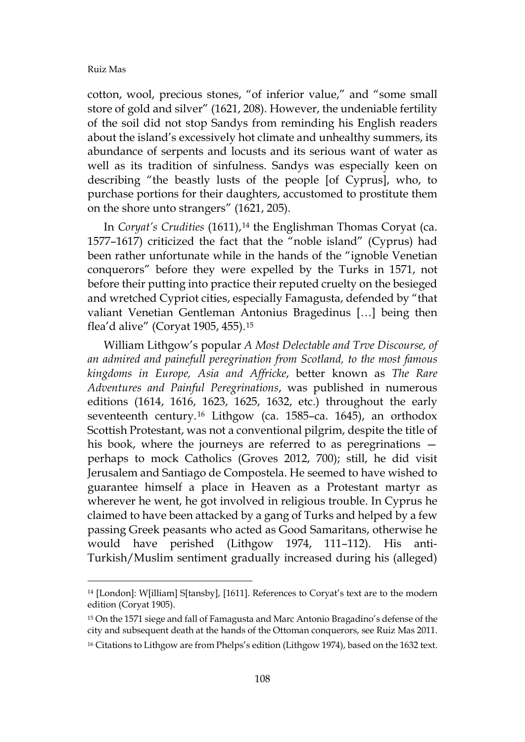cotton, wool, precious stones, "of inferior value," and "some small store of gold and silver" (1621, 208). However, the undeniable fertility of the soil did not stop Sandys from reminding his English readers about the island's excessively hot climate and unhealthy summers, its abundance of serpents and locusts and its serious want of water as well as its tradition of sinfulness. Sandys was especially keen on describing "the beastly lusts of the people [of Cyprus], who, to purchase portions for their daughters, accustomed to prostitute them on the shore unto strangers" (1621, 205).

In *Coryat's Crudities* (1611),[14] the Englishman Thomas Coryat (ca. 1577–1617) criticized the fact that the "noble island" (Cyprus) had been rather unfortunate while in the hands of the "ignoble Venetian conquerors" before they were expelled by the Turks in 1571, not before their putting into practice their reputed cruelty on the besieged and wretched Cypriot cities, especially Famagusta, defended by "that valiant Venetian Gentleman Antonius Bragedinus […] being then flea'd alive" (Coryat 1905, 455).[15]

William Lithgow's popular *A Most Delectable and Trve Discourse, of an admired and painefull peregrination from Scotland, to the most famous kingdoms in Europe, Asia and Affricke*, better known as *The Rare Adventures and Painful Peregrinations*, was published in numerous editions (1614, 1616, 1623, 1625, 1632, etc.) throughout the early seventeenth century.[16] Lithgow (ca. 1585–ca. 1645), an orthodox Scottish Protestant, was not a conventional pilgrim, despite the title of his book, where the journeys are referred to as peregrinations — perhaps to mock Catholics (Groves 2012, 700); still, he did visit Jerusalem and Santiago de Compostela. He seemed to have wished to guarantee himself a place in Heaven as a Protestant martyr as wherever he went, he got involved in religious trouble. In Cyprus he claimed to have been attacked by a gang of Turks and helped by a few passing Greek peasants who acted as Good Samaritans, otherwise he would have perished (Lithgow 1974, 111–112). His anti-Turkish/Muslim sentiment gradually increased during his (alleged)

---

[14] [London]: W[illiam] S[tansby], [1611]. References to Coryat's text are to the modern edition (Coryat 1905).

[15] On the 1571 siege and fall of Famagusta and Marc Antonio Bragadino's defense of the city and subsequent death at the hands of the Ottoman conquerors, see Ruiz Mas 2011.

[16] Citations to Lithgow are from Phelps's edition (Lithgow 1974), based on the 1632 text.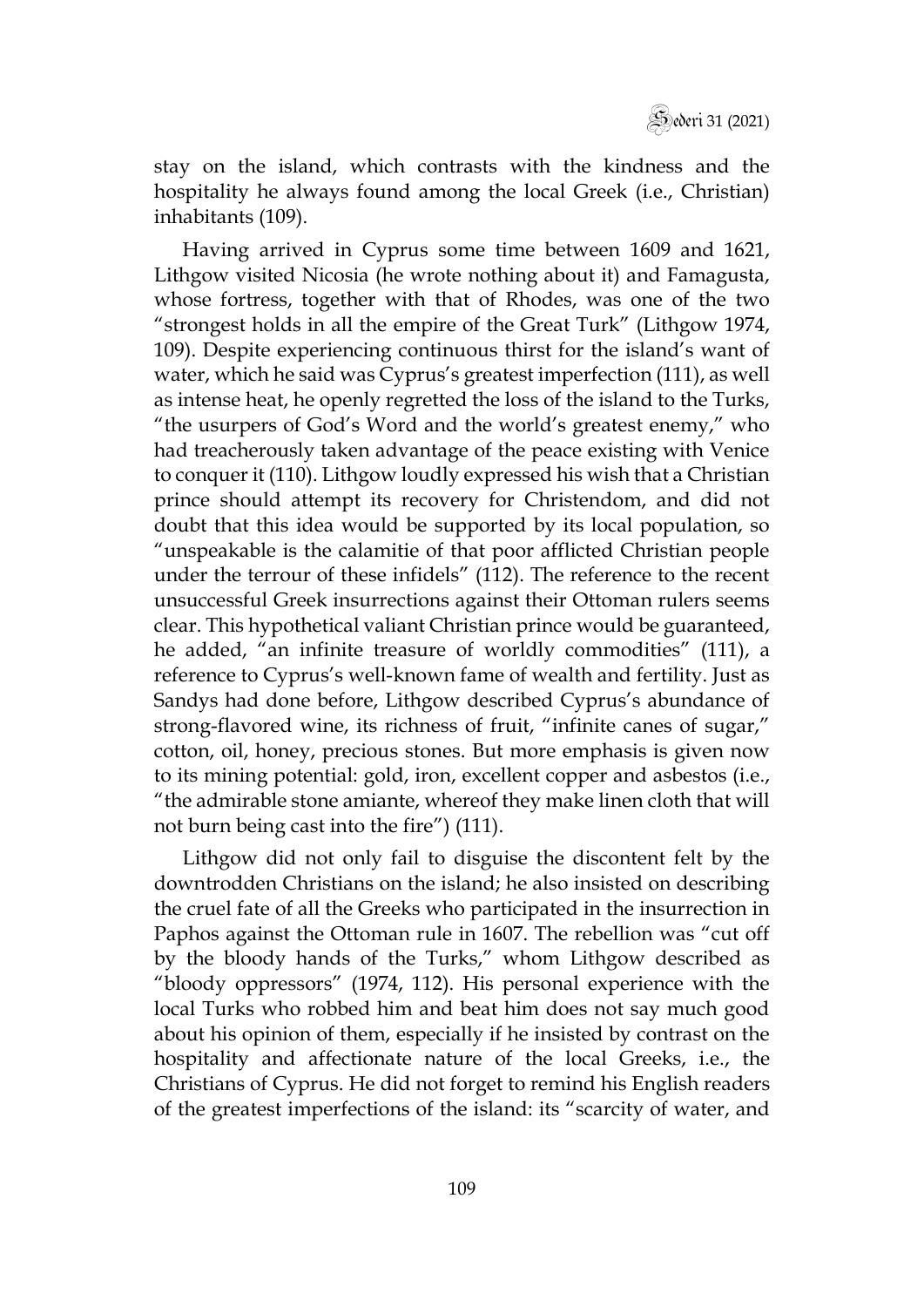stay on the island, which contrasts with the kindness and the hospitality he always found among the local Greek (i.e., Christian) inhabitants (109).

Having arrived in Cyprus some time between 1609 and 1621, Lithgow visited Nicosia (he wrote nothing about it) and Famagusta, whose fortress, together with that of Rhodes, was one of the two "strongest holds in all the empire of the Great Turk" (Lithgow 1974, 109). Despite experiencing continuous thirst for the island's want of water, which he said was Cyprus's greatest imperfection (111), as well as intense heat, he openly regretted the loss of the island to the Turks, "the usurpers of God's Word and the world's greatest enemy," who had treacherously taken advantage of the peace existing with Venice to conquer it (110). Lithgow loudly expressed his wish that a Christian prince should attempt its recovery for Christendom, and did not doubt that this idea would be supported by its local population, so "unspeakable is the calamitie of that poor afflicted Christian people under the terrour of these infidels" (112). The reference to the recent unsuccessful Greek insurrections against their Ottoman rulers seems clear. This hypothetical valiant Christian prince would be guaranteed, he added, "an infinite treasure of worldly commodities" (111), a reference to Cyprus's well-known fame of wealth and fertility. Just as Sandys had done before, Lithgow described Cyprus's abundance of strong-flavored wine, its richness of fruit, "infinite canes of sugar," cotton, oil, honey, precious stones. But more emphasis is given now to its mining potential: gold, iron, excellent copper and asbestos (i.e., "the admirable stone amiante, whereof they make linen cloth that will not burn being cast into the fire") (111).

Lithgow did not only fail to disguise the discontent felt by the downtrodden Christians on the island; he also insisted on describing the cruel fate of all the Greeks who participated in the insurrection in Paphos against the Ottoman rule in 1607. The rebellion was "cut off by the bloody hands of the Turks," whom Lithgow described as "bloody oppressors" (1974, 112). His personal experience with the local Turks who robbed him and beat him does not say much good about his opinion of them, especially if he insisted by contrast on the hospitality and affectionate nature of the local Greeks, i.e., the Christians of Cyprus. He did not forget to remind his English readers of the greatest imperfections of the island: its "scarcity of water, and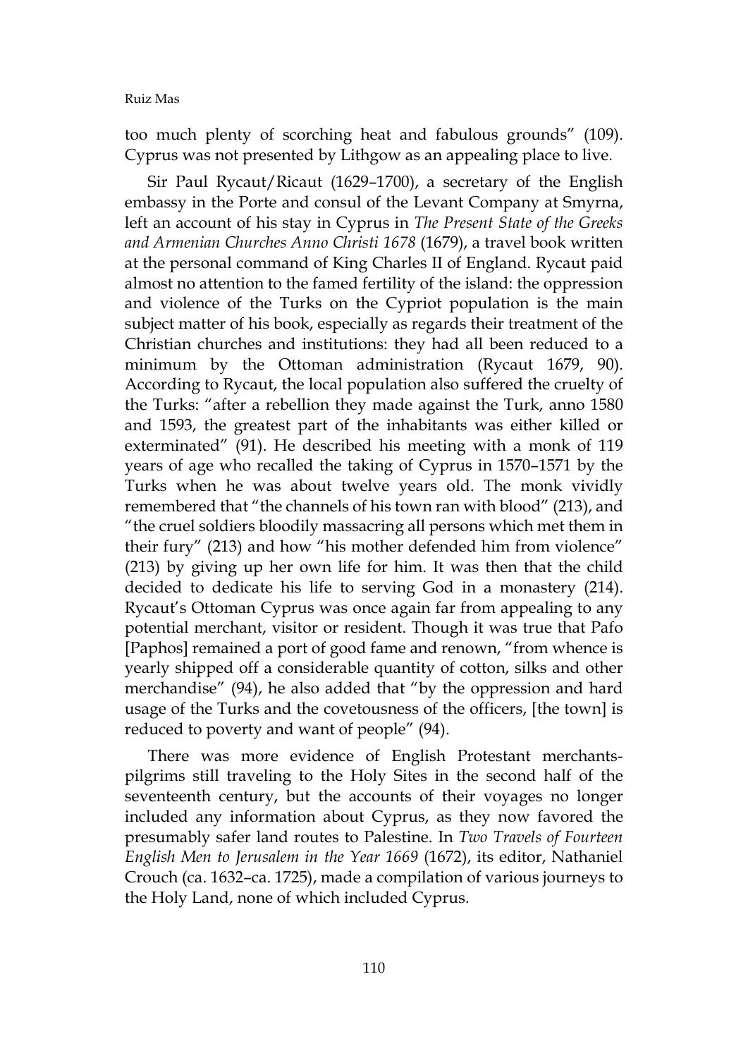too much plenty of scorching heat and fabulous grounds" (109). Cyprus was not presented by Lithgow as an appealing place to live.

Sir Paul Rycaut/Ricaut (1629–1700), a secretary of the English embassy in the Porte and consul of the Levant Company at Smyrna, left an account of his stay in Cyprus in *The Present State of the Greeks and Armenian Churches Anno Christi 1678* (1679), a travel book written at the personal command of King Charles II of England. Rycaut paid almost no attention to the famed fertility of the island: the oppression and violence of the Turks on the Cypriot population is the main subject matter of his book, especially as regards their treatment of the Christian churches and institutions: they had all been reduced to a minimum by the Ottoman administration (Rycaut 1679, 90). According to Rycaut, the local population also suffered the cruelty of the Turks: "after a rebellion they made against the Turk, anno 1580 and 1593, the greatest part of the inhabitants was either killed or exterminated" (91). He described his meeting with a monk of 119 years of age who recalled the taking of Cyprus in 1570–1571 by the Turks when he was about twelve years old. The monk vividly remembered that "the channels of his town ran with blood" (213), and "the cruel soldiers bloodily massacring all persons which met them in their fury" (213) and how "his mother defended him from violence" (213) by giving up her own life for him. It was then that the child decided to dedicate his life to serving God in a monastery (214). Rycaut's Ottoman Cyprus was once again far from appealing to any potential merchant, visitor or resident. Though it was true that Pafo [Paphos] remained a port of good fame and renown, "from whence is yearly shipped off a considerable quantity of cotton, silks and other merchandise" (94), he also added that "by the oppression and hard usage of the Turks and the covetousness of the officers, [the town] is reduced to poverty and want of people" (94).

There was more evidence of English Protestant merchants-pilgrims still traveling to the Holy Sites in the second half of the seventeenth century, but the accounts of their voyages no longer included any information about Cyprus, as they now favored the presumably safer land routes to Palestine. In *Two Travels of Fourteen English Men to Jerusalem in the Year 1669* (1672), its editor, Nathaniel Crouch (ca. 1632–ca. 1725), made a compilation of various journeys to the Holy Land, none of which included Cyprus.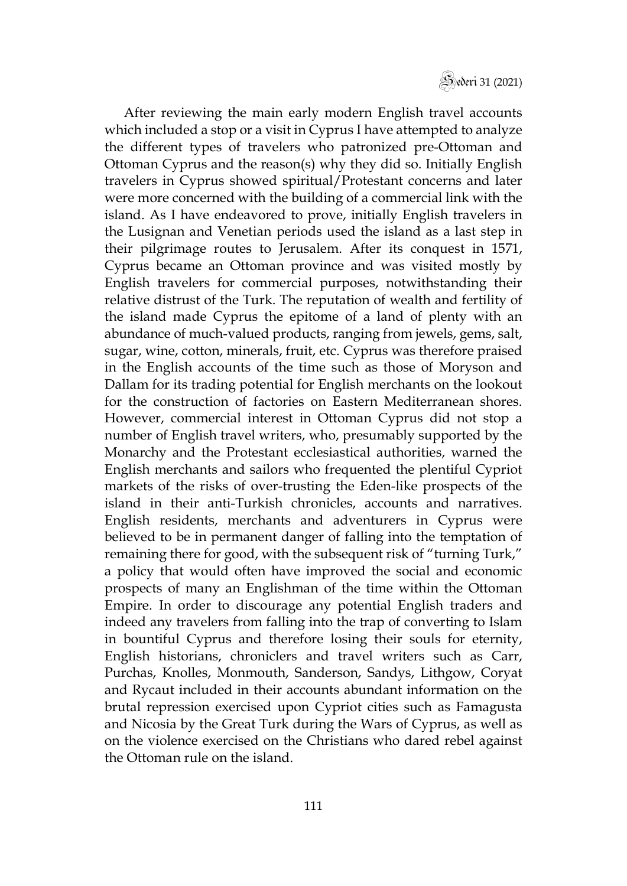After reviewing the main early modern English travel accounts which included a stop or a visit in Cyprus I have attempted to analyze the different types of travelers who patronized pre-Ottoman and Ottoman Cyprus and the reason(s) why they did so. Initially English travelers in Cyprus showed spiritual/Protestant concerns and later were more concerned with the building of a commercial link with the island. As I have endeavored to prove, initially English travelers in the Lusignan and Venetian periods used the island as a last step in their pilgrimage routes to Jerusalem. After its conquest in 1571, Cyprus became an Ottoman province and was visited mostly by English travelers for commercial purposes, notwithstanding their relative distrust of the Turk. The reputation of wealth and fertility of the island made Cyprus the epitome of a land of plenty with an abundance of much-valued products, ranging from jewels, gems, salt, sugar, wine, cotton, minerals, fruit, etc. Cyprus was therefore praised in the English accounts of the time such as those of Moryson and Dallam for its trading potential for English merchants on the lookout for the construction of factories on Eastern Mediterranean shores. However, commercial interest in Ottoman Cyprus did not stop a number of English travel writers, who, presumably supported by the Monarchy and the Protestant ecclesiastical authorities, warned the English merchants and sailors who frequented the plentiful Cypriot markets of the risks of over-trusting the Eden-like prospects of the island in their anti-Turkish chronicles, accounts and narratives. English residents, merchants and adventurers in Cyprus were believed to be in permanent danger of falling into the temptation of remaining there for good, with the subsequent risk of "turning Turk," a policy that would often have improved the social and economic prospects of many an Englishman of the time within the Ottoman Empire. In order to discourage any potential English traders and indeed any travelers from falling into the trap of converting to Islam in bountiful Cyprus and therefore losing their souls for eternity, English historians, chroniclers and travel writers such as Carr, Purchas, Knolles, Monmouth, Sanderson, Sandys, Lithgow, Coryat and Rycaut included in their accounts abundant information on the brutal repression exercised upon Cypriot cities such as Famagusta and Nicosia by the Great Turk during the Wars of Cyprus, as well as on the violence exercised on the Christians who dared rebel against the Ottoman rule on the island.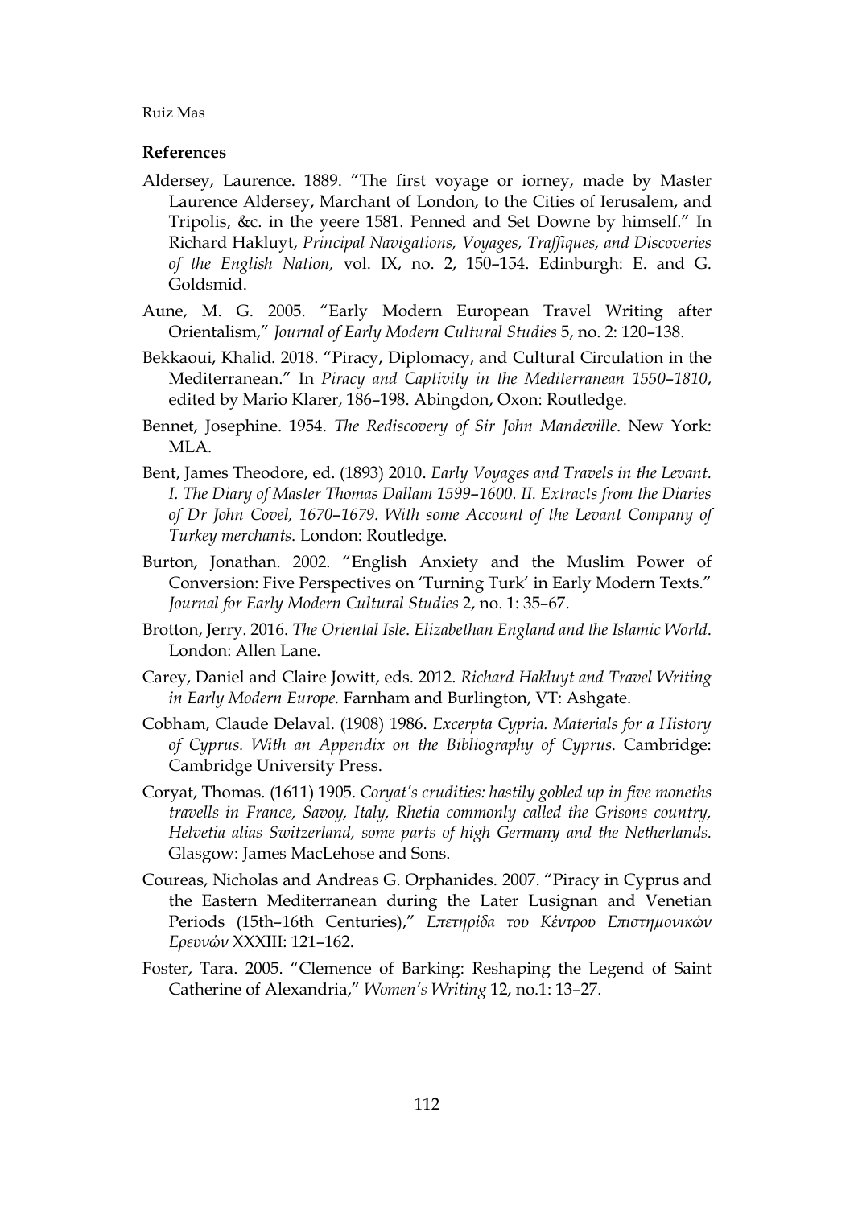**References**

Aldersey, Laurence. 1889. "The first voyage or iorney, made by Master Laurence Aldersey, Marchant of London, to the Cities of Ierusalem, and Tripolis, &c. in the yeere 1581. Penned and Set Downe by himself." In Richard Hakluyt, *Principal Navigations, Voyages, Traffiques, and Discoveries of the English Nation,* vol. IX, no. 2, 150–154. Edinburgh: E. and G. Goldsmid.

Aune, M. G. 2005. "Early Modern European Travel Writing after Orientalism," *Journal of Early Modern Cultural Studies* 5, no. 2: 120–138.

Bekkaoui, Khalid. 2018. "Piracy, Diplomacy, and Cultural Circulation in the Mediterranean." In *Piracy and Captivity in the Mediterranean 1550–1810*, edited by Mario Klarer, 186–198. Abingdon, Oxon: Routledge.

Bennet, Josephine. 1954. *The Rediscovery of Sir John Mandeville*. New York: MLA.

Bent, James Theodore, ed. (1893) 2010. *Early Voyages and Travels in the Levant. I. The Diary of Master Thomas Dallam 1599–1600. II. Extracts from the Diaries of Dr John Covel, 1670–1679. With some Account of the Levant Company of Turkey merchants.* London: Routledge.

Burton, Jonathan. 2002. "English Anxiety and the Muslim Power of Conversion: Five Perspectives on 'Turning Turk' in Early Modern Texts." *Journal for Early Modern Cultural Studies* 2, no. 1: 35–67.

Brotton, Jerry. 2016. *The Oriental Isle*. *Elizabethan England and the Islamic World*. London: Allen Lane.

Carey, Daniel and Claire Jowitt, eds. 2012. *Richard Hakluyt and Travel Writing in Early Modern Europe.* Farnham and Burlington, VT: Ashgate.

Cobham, Claude Delaval. (1908) 1986. *Excerpta Cypria. Materials for a History of Cyprus. With an Appendix on the Bibliography of Cyprus*. Cambridge: Cambridge University Press.

Coryat, Thomas. (1611) 1905. *Coryat's crudities: hastily gobled up in five moneths travells in France, Savoy, Italy, Rhetia commonly called the Grisons country, Helvetia alias Switzerland, some parts of high Germany and the Netherlands.* Glasgow: James MacLehose and Sons.

Coureas, Nicholas and Andreas G. Orphanides. 2007. "Piracy in Cyprus and the Eastern Mediterranean during the Later Lusignan and Venetian Periods (15th–16th Centuries)," *Επετηρίδα του Κέντρου Επιστημονικών Ερευνών* XXXIII: 121–162.

Foster, Tara. 2005. "Clemence of Barking: Reshaping the Legend of Saint Catherine of Alexandria," *Women's Writing* 12, no.1: 13–27.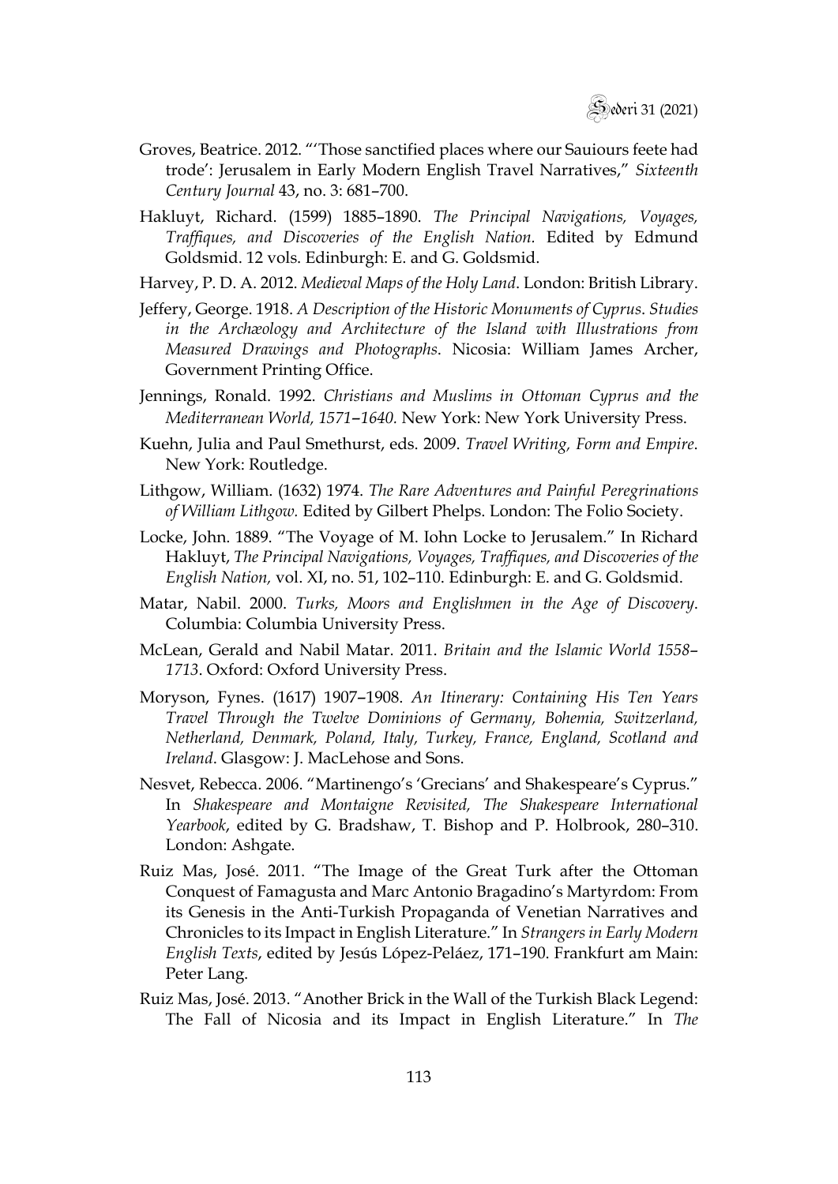Groves, Beatrice. 2012. "'Those sanctified places where our Sauiours feete had trode': Jerusalem in Early Modern English Travel Narratives," *Sixteenth Century Journal* 43, no. 3: 681–700.

Hakluyt, Richard. (1599) 1885–1890. *The Principal Navigations, Voyages, Traffiques, and Discoveries of the English Nation.* Edited by Edmund Goldsmid. 12 vols. Edinburgh: E. and G. Goldsmid.

Harvey, P. D. A. 2012. *Medieval Maps of the Holy Land*. London: British Library.

Jeffery, George. 1918. *A Description of the Historic Monuments of Cyprus. Studies in the Archæology and Architecture of the Island with Illustrations from Measured Drawings and Photographs*. Nicosia: William James Archer, Government Printing Office.

Jennings, Ronald. 1992. *Christians and Muslims in Ottoman Cyprus and the Mediterranean World, 1571–1640.* New York: New York University Press.

Kuehn, Julia and Paul Smethurst, eds. 2009. *Travel Writing, Form and Empire*. New York: Routledge.

Lithgow, William. (1632) 1974. *The Rare Adventures and Painful Peregrinations of William Lithgow.* Edited by Gilbert Phelps. London: The Folio Society.

Locke, John. 1889. "The Voyage of M. Iohn Locke to Jerusalem." In Richard Hakluyt, *The Principal Navigations, Voyages, Traffiques, and Discoveries of the English Nation,* vol. XI, no. 51, 102–110. Edinburgh: E. and G. Goldsmid.

Matar, Nabil. 2000. *Turks, Moors and Englishmen in the Age of Discovery*. Columbia: Columbia University Press.

McLean, Gerald and Nabil Matar. 2011. *Britain and the Islamic World 1558–1713*. Oxford: Oxford University Press.

Moryson, Fynes. (1617) 1907–1908. *An Itinerary: Containing His Ten Years Travel Through the Twelve Dominions of Germany, Bohemia, Switzerland, Netherland, Denmark, Poland, Italy, Turkey, France, England, Scotland and Ireland*. Glasgow: J. MacLehose and Sons.

Nesvet, Rebecca. 2006. "Martinengo's 'Grecians' and Shakespeare's Cyprus." In *Shakespeare and Montaigne Revisited, The Shakespeare International Yearbook*, edited by G. Bradshaw, T. Bishop and P. Holbrook, 280–310. London: Ashgate.

Ruiz Mas, José. 2011. "The Image of the Great Turk after the Ottoman Conquest of Famagusta and Marc Antonio Bragadino's Martyrdom: From its Genesis in the Anti-Turkish Propaganda of Venetian Narratives and Chronicles to its Impact in English Literature." In *Strangers in Early Modern English Texts*, edited by Jesús López-Peláez, 171–190. Frankfurt am Main: Peter Lang.

Ruiz Mas, José. 2013. "Another Brick in the Wall of the Turkish Black Legend: The Fall of Nicosia and its Impact in English Literature." In *The*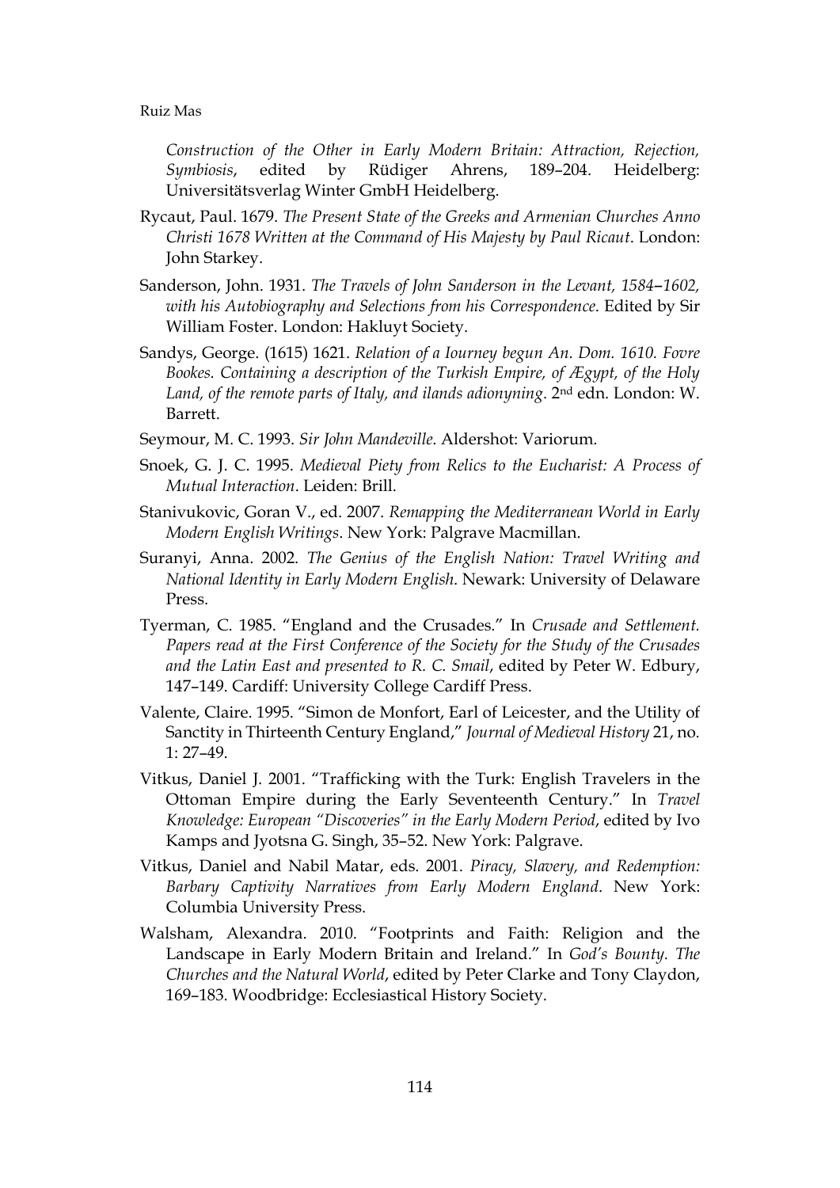*Construction of the Other in Early Modern Britain: Attraction, Rejection, Symbiosis*, edited by Rüdiger Ahrens, 189–204. Heidelberg: Universitätsverlag Winter GmbH Heidelberg.

Rycaut, Paul. 1679. *The Present State of the Greeks and Armenian Churches Anno Christi 1678 Written at the Command of His Majesty by Paul Ricaut*. London: John Starkey.

Sanderson, John. 1931. *The Travels of John Sanderson in the Levant, 1584–1602, with his Autobiography and Selections from his Correspondence*. Edited by Sir William Foster. London: Hakluyt Society.

Sandys, George. (1615) 1621. *Relation of a Iourney begun An. Dom. 1610. Fovre Bookes. Containing a description of the Turkish Empire, of Ægypt, of the Holy Land, of the remote parts of Italy, and ilands adionyning*. 2nd edn. London: W. Barrett.

Seymour, M. C. 1993. *Sir John Mandeville*. Aldershot: Variorum.

Snoek, G. J. C. 1995. *Medieval Piety from Relics to the Eucharist: A Process of Mutual Interaction*. Leiden: Brill.

Stanivukovic, Goran V., ed. 2007. *Remapping the Mediterranean World in Early Modern English Writings*. New York: Palgrave Macmillan.

Suranyi, Anna. 2002. *The Genius of the English Nation: Travel Writing and National Identity in Early Modern English*. Newark: University of Delaware Press.

Tyerman, C. 1985. "England and the Crusades." In *Crusade and Settlement. Papers read at the First Conference of the Society for the Study of the Crusades and the Latin East and presented to R. C. Smail*, edited by Peter W. Edbury, 147–149. Cardiff: University College Cardiff Press.

Valente, Claire. 1995. "Simon de Monfort, Earl of Leicester, and the Utility of Sanctity in Thirteenth Century England," *Journal of Medieval History* 21, no. 1: 27–49.

Vitkus, Daniel J. 2001. "Trafficking with the Turk: English Travelers in the Ottoman Empire during the Early Seventeenth Century." In *Travel Knowledge: European "Discoveries" in the Early Modern Period*, edited by Ivo Kamps and Jyotsna G. Singh, 35–52. New York: Palgrave.

Vitkus, Daniel and Nabil Matar, eds. 2001. *Piracy, Slavery, and Redemption: Barbary Captivity Narratives from Early Modern England*. New York: Columbia University Press.

Walsham, Alexandra. 2010. "Footprints and Faith: Religion and the Landscape in Early Modern Britain and Ireland." In *God's Bounty. The Churches and the Natural World*, edited by Peter Clarke and Tony Claydon, 169–183. Woodbridge: Ecclesiastical History Society.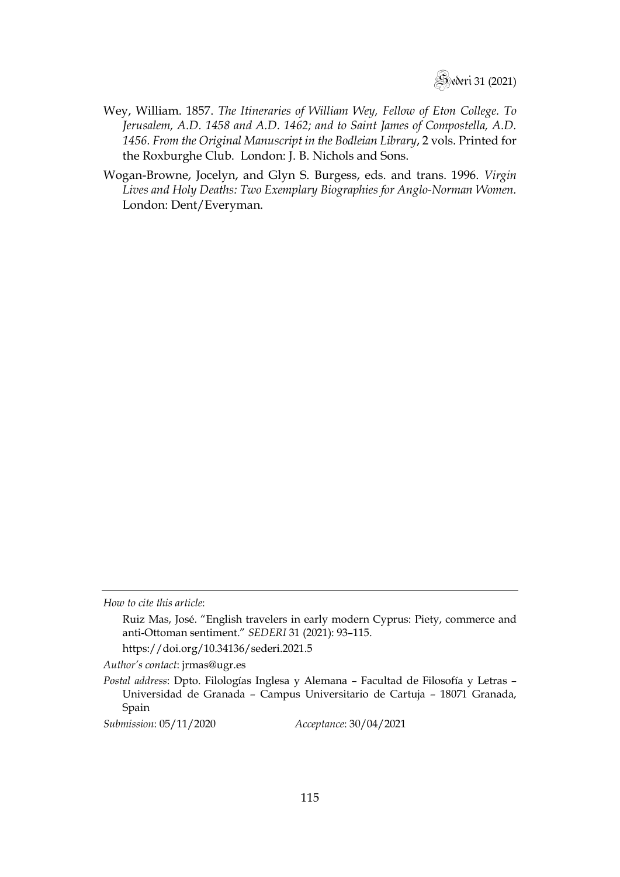Wey, William. 1857. *The Itineraries of William Wey, Fellow of Eton College. To Jerusalem, A.D. 1458 and A.D. 1462; and to Saint James of Compostella, A.D. 1456. From the Original Manuscript in the Bodleian Library*, 2 vols. Printed for the Roxburghe Club. London: J. B. Nichols and Sons.

Wogan-Browne, Jocelyn, and Glyn S. Burgess, eds. and trans. 1996. *Virgin Lives and Holy Deaths: Two Exemplary Biographies for Anglo-Norman Women.* London: Dent/Everyman.

---

*How to cite this article*:

Ruiz Mas, José. "English travelers in early modern Cyprus: Piety, commerce and anti-Ottoman sentiment." *SEDERI* 31 (2021): 93–115.

https://doi.org/10.34136/sederi.2021.5

*Author's contact*: jrmas@ugr.es

*Postal address*: Dpto. Filologías Inglesa y Alemana – Facultad de Filosofía y Letras – Universidad de Granada – Campus Universitario de Cartuja – 18071 Granada, Spain

*Submission*: 05/11/2020 *Acceptance*: 30/04/2021